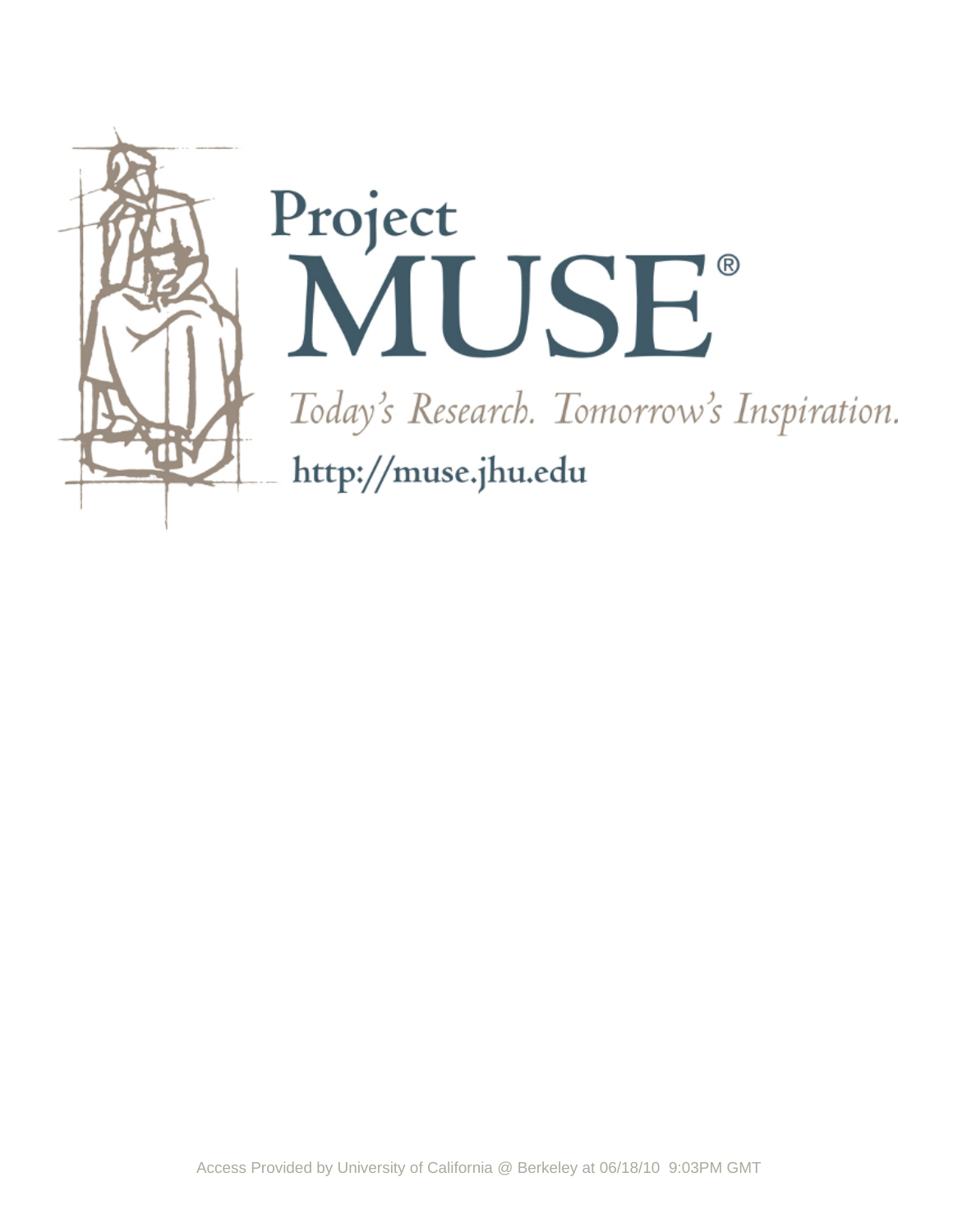Project MUSE®

*Today's Research. Tomorrow's Inspiration.*

http://muse.jhu.edu

Access Provided by University of California @ Berkeley at 06/18/10 9:03PM GMT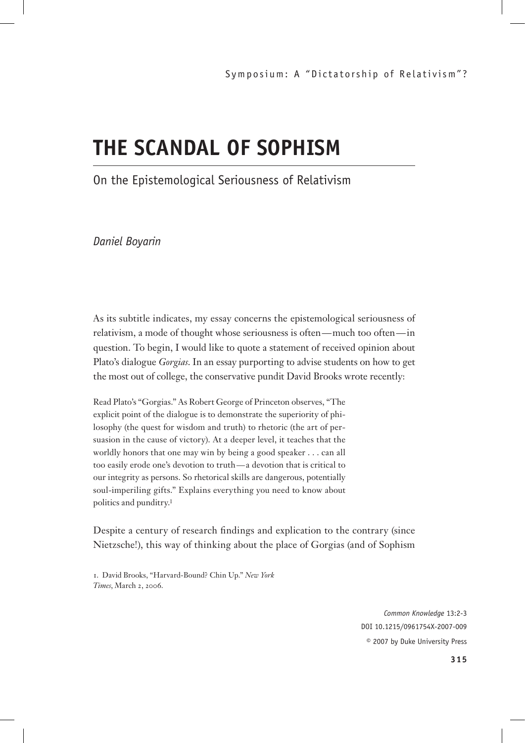# THE SCANDAL OF SOPHISM

## On the Epistemological Seriousness of Relativism

*Daniel Boyarin*

As its subtitle indicates, my essay concerns the epistemological seriousness of relativism, a mode of thought whose seriousness is often—much too often—in question. To begin, I would like to quote a statement of received opinion about Plato's dialogue *Gorgias*. In an essay purporting to advise students on how to get the most out of college, the conservative pundit David Brooks wrote recently:

> Read Plato's "Gorgias." As Robert George of Princeton observes, "The explicit point of the dialogue is to demonstrate the superiority of philosophy (the quest for wisdom and truth) to rhetoric (the art of persuasion in the cause of victory). At a deeper level, it teaches that the worldly honors that one may win by being a good speaker . . . can all too easily erode one's devotion to truth—a devotion that is critical to our integrity as persons. So rhetorical skills are dangerous, potentially soul-imperiling gifts." Explains everything you need to know about politics and punditry.[1]

Despite a century of research findings and explication to the contrary (since Nietzsche!), this way of thinking about the place of Gorgias (and of Sophism

1. David Brooks, "Harvard-Bound? Chin Up." *New York Times*, March 2, 2006.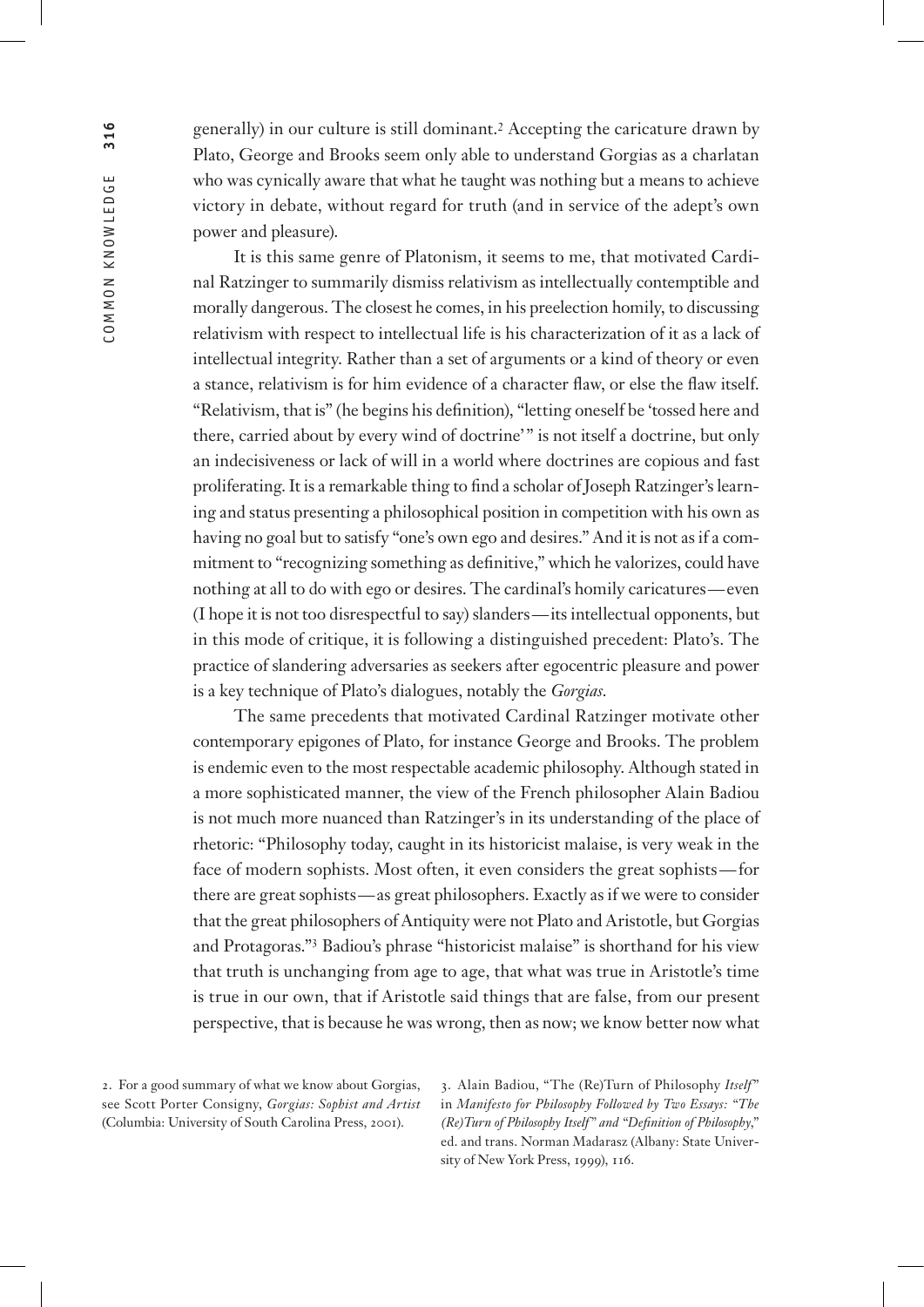generally) in our culture is still dominant.[2] Accepting the caricature drawn by Plato, George and Brooks seem only able to understand Gorgias as a charlatan who was cynically aware that what he taught was nothing but a means to achieve victory in debate, without regard for truth (and in service of the adept's own power and pleasure).

It is this same genre of Platonism, it seems to me, that motivated Cardinal Ratzinger to summarily dismiss relativism as intellectually contemptible and morally dangerous. The closest he comes, in his preelection homily, to discussing relativism with respect to intellectual life is his characterization of it as a lack of intellectual integrity. Rather than a set of arguments or a kind of theory or even a stance, relativism is for him evidence of a character flaw, or else the flaw itself. "Relativism, that is" (he begins his definition), "letting oneself be 'tossed here and there, carried about by every wind of doctrine'" is not itself a doctrine, but only an indecisiveness or lack of will in a world where doctrines are copious and fast proliferating. It is a remarkable thing to find a scholar of Joseph Ratzinger's learning and status presenting a philosophical position in competition with his own as having no goal but to satisfy "one's own ego and desires." And it is not as if a commitment to "recognizing something as definitive," which he valorizes, could have nothing at all to do with ego or desires. The cardinal's homily caricatures—even (I hope it is not too disrespectful to say) slanders—its intellectual opponents, but in this mode of critique, it is following a distinguished precedent: Plato's. The practice of slandering adversaries as seekers after egocentric pleasure and power is a key technique of Plato's dialogues, notably the *Gorgias*.

The same precedents that motivated Cardinal Ratzinger motivate other contemporary epigones of Plato, for instance George and Brooks. The problem is endemic even to the most respectable academic philosophy. Although stated in a more sophisticated manner, the view of the French philosopher Alain Badiou is not much more nuanced than Ratzinger's in its understanding of the place of rhetoric: "Philosophy today, caught in its historicist malaise, is very weak in the face of modern sophists. Most often, it even considers the great sophists—for there are great sophists—as great philosophers. Exactly as if we were to consider that the great philosophers of Antiquity were not Plato and Aristotle, but Gorgias and Protagoras."[3] Badiou's phrase "historicist malaise" is shorthand for his view that truth is unchanging from age to age, that what was true in Aristotle's time is true in our own, that if Aristotle said things that are false, from our present perspective, that is because he was wrong, then as now; we know better now what

2. For a good summary of what we know about Gorgias, see Scott Porter Consigny, *Gorgias: Sophist and Artist* (Columbia: University of South Carolina Press, 2001).

3. Alain Badiou, "The (Re)Turn of Philosophy *Itself*" in *Manifesto for Philosophy Followed by Two Essays: "The (Re)Turn of Philosophy Itself" and "Definition of Philosophy*," ed. and trans. Norman Madarasz (Albany: State University of New York Press, 1999), 116.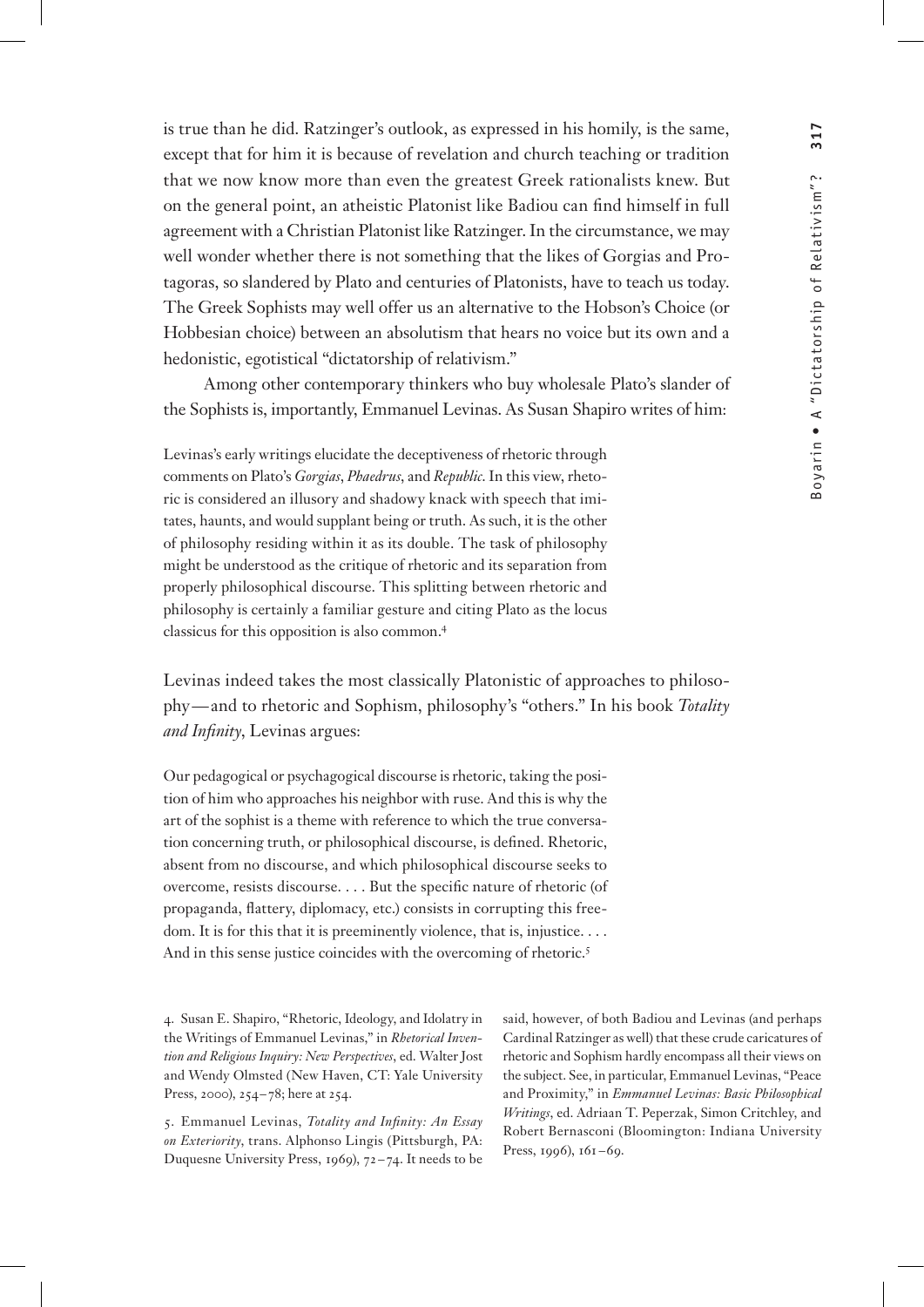is true than he did. Ratzinger's outlook, as expressed in his homily, is the same, except that for him it is because of revelation and church teaching or tradition that we now know more than even the greatest Greek rationalists knew. But on the general point, an atheistic Platonist like Badiou can find himself in full agreement with a Christian Platonist like Ratzinger. In the circumstance, we may well wonder whether there is not something that the likes of Gorgias and Protagoras, so slandered by Plato and centuries of Platonists, have to teach us today. The Greek Sophists may well offer us an alternative to the Hobson's Choice (or Hobbesian choice) between an absolutism that hears no voice but its own and a hedonistic, egotistical "dictatorship of relativism."

Among other contemporary thinkers who buy wholesale Plato's slander of the Sophists is, importantly, Emmanuel Levinas. As Susan Shapiro writes of him:

> Levinas's early writings elucidate the deceptiveness of rhetoric through comments on Plato's *Gorgias*, *Phaedrus*, and *Republic*. In this view, rhetoric is considered an illusory and shadowy knack with speech that imitates, haunts, and would supplant being or truth. As such, it is the other of philosophy residing within it as its double. The task of philosophy might be understood as the critique of rhetoric and its separation from properly philosophical discourse. This splitting between rhetoric and philosophy is certainly a familiar gesture and citing Plato as the locus classicus for this opposition is also common.[4]

Levinas indeed takes the most classically Platonistic of approaches to philosophy—and to rhetoric and Sophism, philosophy's "others." In his book *Totality and Infinity*, Levinas argues:

> Our pedagogical or psychagogical discourse is rhetoric, taking the position of him who approaches his neighbor with ruse. And this is why the art of the sophist is a theme with reference to which the true conversation concerning truth, or philosophical discourse, is defined. Rhetoric, absent from no discourse, and which philosophical discourse seeks to overcome, resists discourse. . . . But the specific nature of rhetoric (of propaganda, flattery, diplomacy, etc.) consists in corrupting this freedom. It is for this that it is preeminently violence, that is, injustice. . . . And in this sense justice coincides with the overcoming of rhetoric.[5]

4. Susan E. Shapiro, "Rhetoric, Ideology, and Idolatry in the Writings of Emmanuel Levinas," in *Rhetorical Invention and Religious Inquiry: New Perspectives*, ed. Walter Jost and Wendy Olmsted (New Haven, CT: Yale University Press, 2000), 254–78; here at 254.

5. Emmanuel Levinas, *Totality and Infinity: An Essay on Exteriority*, trans. Alphonso Lingis (Pittsburgh, PA: Duquesne University Press, 1969), 72–74. It needs to be said, however, of both Badiou and Levinas (and perhaps Cardinal Ratzinger as well) that these crude caricatures of rhetoric and Sophism hardly encompass all their views on the subject. See, in particular, Emmanuel Levinas, "Peace and Proximity," in *Emmanuel Levinas: Basic Philosophical Writings*, ed. Adriaan T. Peperzak, Simon Critchley, and Robert Bernasconi (Bloomington: Indiana University Press, 1996), 161–69.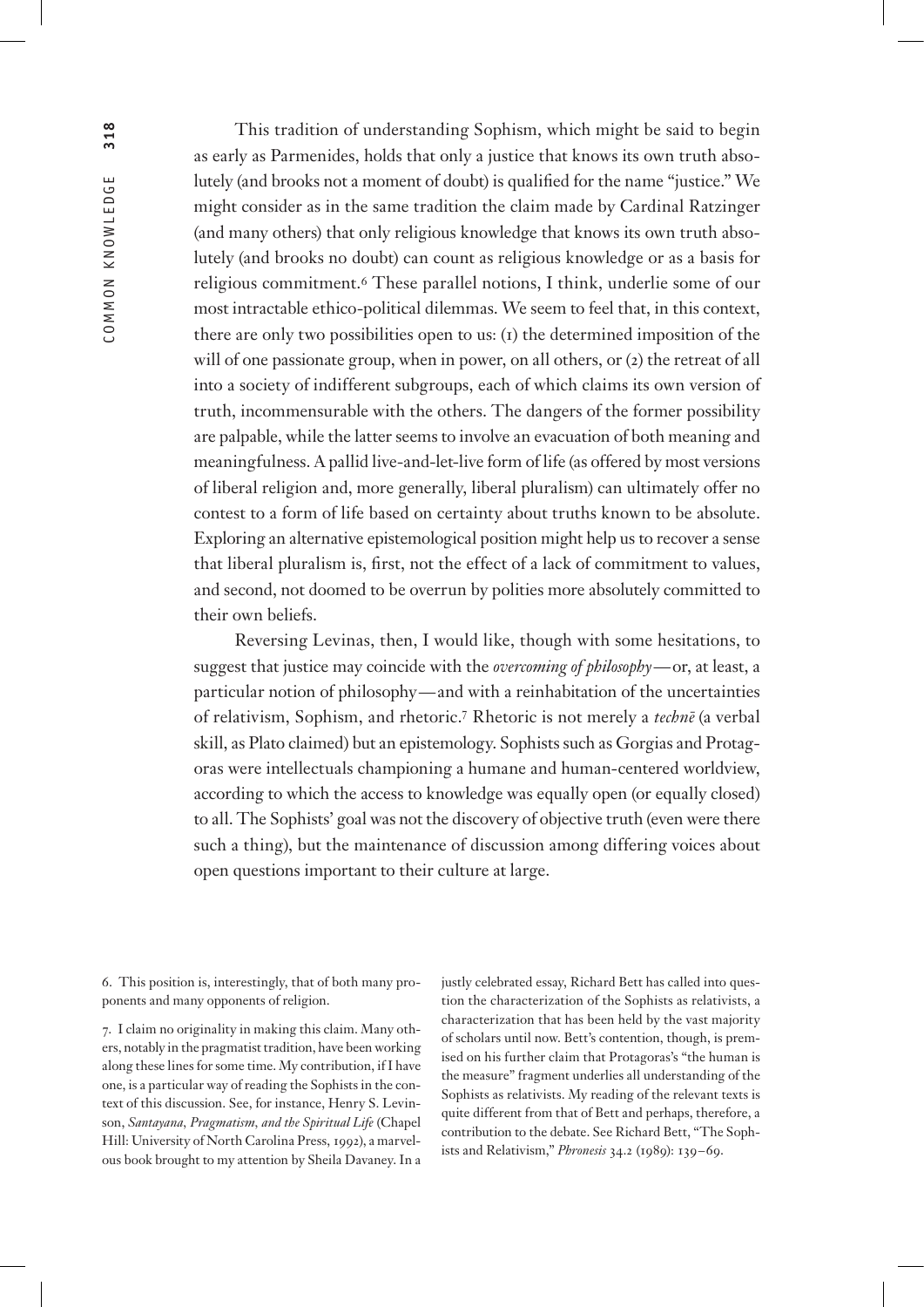This tradition of understanding Sophism, which might be said to begin as early as Parmenides, holds that only a justice that knows its own truth absolutely (and brooks not a moment of doubt) is qualified for the name "justice." We might consider as in the same tradition the claim made by Cardinal Ratzinger (and many others) that only religious knowledge that knows its own truth absolutely (and brooks no doubt) can count as religious knowledge or as a basis for religious commitment.[6] These parallel notions, I think, underlie some of our most intractable ethico-political dilemmas. We seem to feel that, in this context, there are only two possibilities open to us: (1) the determined imposition of the will of one passionate group, when in power, on all others, or (2) the retreat of all into a society of indifferent subgroups, each of which claims its own version of truth, incommensurable with the others. The dangers of the former possibility are palpable, while the latter seems to involve an evacuation of both meaning and meaningfulness. A pallid live-and-let-live form of life (as offered by most versions of liberal religion and, more generally, liberal pluralism) can ultimately offer no contest to a form of life based on certainty about truths known to be absolute. Exploring an alternative epistemological position might help us to recover a sense that liberal pluralism is, first, not the effect of a lack of commitment to values, and second, not doomed to be overrun by polities more absolutely committed to their own beliefs.

Reversing Levinas, then, I would like, though with some hesitations, to suggest that justice may coincide with the *overcoming of philosophy*—or, at least, a particular notion of philosophy—and with a reinhabitation of the uncertainties of relativism, Sophism, and rhetoric.[7] Rhetoric is not merely a *technē* (a verbal skill, as Plato claimed) but an epistemology. Sophists such as Gorgias and Protagoras were intellectuals championing a humane and human-centered worldview, according to which the access to knowledge was equally open (or equally closed) to all. The Sophists' goal was not the discovery of objective truth (even were there such a thing), but the maintenance of discussion among differing voices about open questions important to their culture at large.

6. This position is, interestingly, that of both many proponents and many opponents of religion.

7. I claim no originality in making this claim. Many others, notably in the pragmatist tradition, have been working along these lines for some time. My contribution, if I have one, is a particular way of reading the Sophists in the context of this discussion. See, for instance, Henry S. Levinson, *Santayana, Pragmatism, and the Spiritual Life* (Chapel Hill: University of North Carolina Press, 1992), a marvelous book brought to my attention by Sheila Davaney. In a justly celebrated essay, Richard Bett has called into question the characterization of the Sophists as relativists, a characterization that has been held by the vast majority of scholars until now. Bett's contention, though, is premised on his further claim that Protagoras's "the human is the measure" fragment underlies all understanding of the Sophists as relativists. My reading of the relevant texts is quite different from that of Bett and perhaps, therefore, a contribution to the debate. See Richard Bett, "The Sophists and Relativism," *Phronesis* 34.2 (1989): 139–69.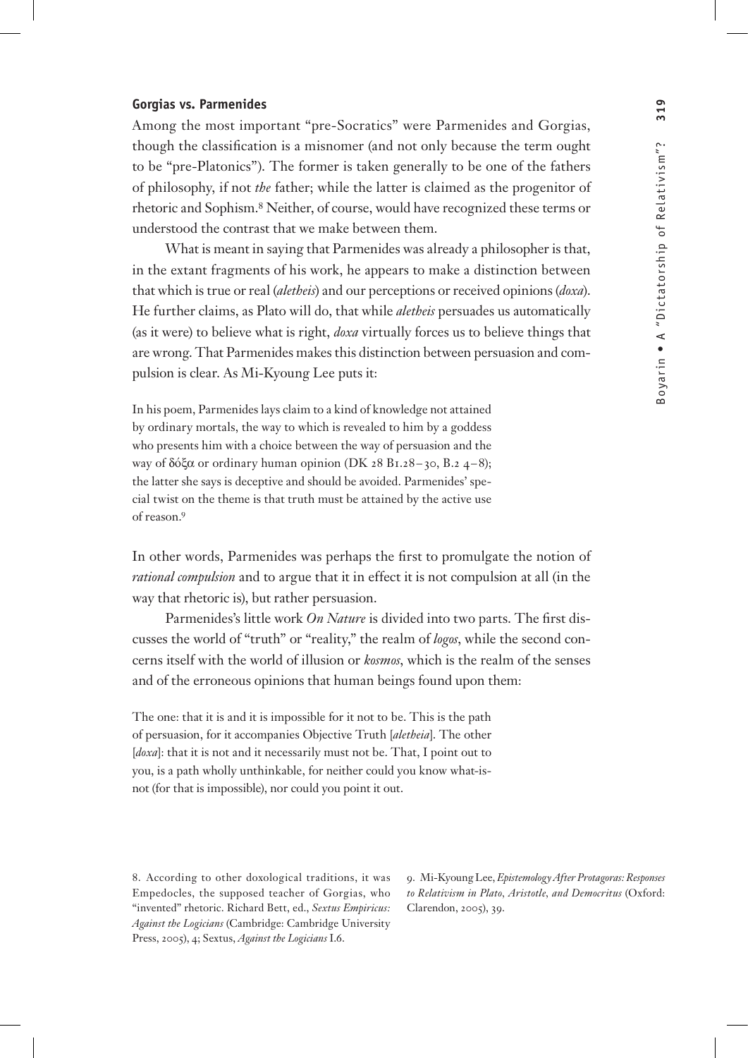#### Gorgias vs. Parmenides

Among the most important "pre-Socratics" were Parmenides and Gorgias, though the classification is a misnomer (and not only because the term ought to be "pre-Platonics"). The former is taken generally to be one of the fathers of philosophy, if not *the* father; while the latter is claimed as the progenitor of rhetoric and Sophism.[8] Neither, of course, would have recognized these terms or understood the contrast that we make between them.

What is meant in saying that Parmenides was already a philosopher is that, in the extant fragments of his work, he appears to make a distinction between that which is true or real (*aletheis*) and our perceptions or received opinions (*doxa*). He further claims, as Plato will do, that while *aletheis* persuades us automatically (as it were) to believe what is right, *doxa* virtually forces us to believe things that are wrong. That Parmenides makes this distinction between persuasion and compulsion is clear. As Mi-Kyoung Lee puts it:

> In his poem, Parmenides lays claim to a kind of knowledge not attained by ordinary mortals, the way to which is revealed to him by a goddess who presents him with a choice between the way of persuasion and the way of δόξα or ordinary human opinion (DK 28 B1.28–30, B.2 4–8); the latter she says is deceptive and should be avoided. Parmenides' special twist on the theme is that truth must be attained by the active use of reason.[9]

In other words, Parmenides was perhaps the first to promulgate the notion of *rational compulsion* and to argue that it in effect it is not compulsion at all (in the way that rhetoric is), but rather persuasion.

Parmenides's little work *On Nature* is divided into two parts. The first discusses the world of "truth" or "reality," the realm of *logos*, while the second concerns itself with the world of illusion or *kosmos*, which is the realm of the senses and of the erroneous opinions that human beings found upon them:

> The one: that it is and it is impossible for it not to be. This is the path of persuasion, for it accompanies Objective Truth [*aletheia*]. The other [*doxa*]: that it is not and it necessarily must not be. That, I point out to you, is a path wholly unthinkable, for neither could you know what-is-not (for that is impossible), nor could you point it out.

8. According to other doxological traditions, it was Empedocles, the supposed teacher of Gorgias, who "invented" rhetoric. Richard Bett, ed., *Sextus Empiricus: Against the Logicians* (Cambridge: Cambridge University Press, 2005), 4; Sextus, *Against the Logicians* I.6.

9. Mi-Kyoung Lee, *Epistemology After Protagoras: Responses to Relativism in Plato, Aristotle, and Democritus* (Oxford: Clarendon, 2005), 39.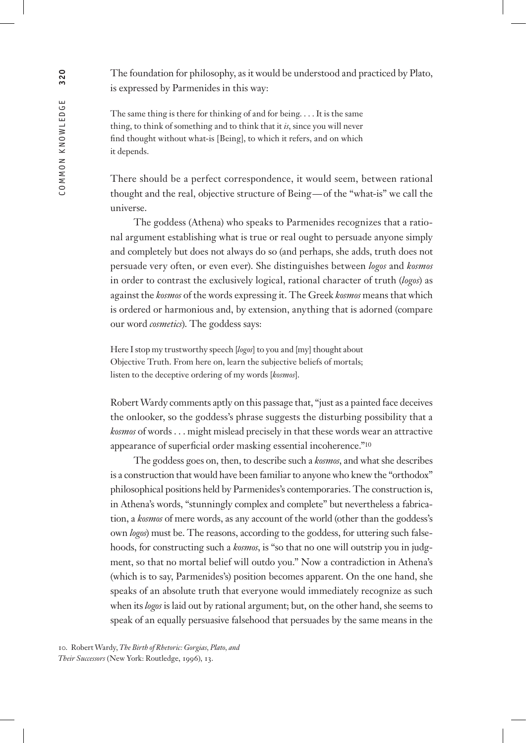The foundation for philosophy, as it would be understood and practiced by Plato, is expressed by Parmenides in this way:

> The same thing is there for thinking of and for being. . . . It is the same thing, to think of something and to think that it *is*, since you will never find thought without what-is [Being], to which it refers, and on which it depends.

There should be a perfect correspondence, it would seem, between rational thought and the real, objective structure of Being—of the "what-is" we call the universe.

The goddess (Athena) who speaks to Parmenides recognizes that a rational argument establishing what is true or real ought to persuade anyone simply and completely but does not always do so (and perhaps, she adds, truth does not persuade very often, or even ever). She distinguishes between *logos* and *kosmos* in order to contrast the exclusively logical, rational character of truth (*logos*) as against the *kosmos* of the words expressing it. The Greek *kosmos* means that which is ordered or harmonious and, by extension, anything that is adorned (compare our word *cosmetics*). The goddess says:

> Here I stop my trustworthy speech [*logos*] to you and [my] thought about Objective Truth. From here on, learn the subjective beliefs of mortals; listen to the deceptive ordering of my words [*kosmos*].

Robert Wardy comments aptly on this passage that, "just as a painted face deceives the onlooker, so the goddess's phrase suggests the disturbing possibility that a *kosmos* of words . . . might mislead precisely in that these words wear an attractive appearance of superficial order masking essential incoherence."[10]

The goddess goes on, then, to describe such a *kosmos*, and what she describes is a construction that would have been familiar to anyone who knew the "orthodox" philosophical positions held by Parmenides's contemporaries. The construction is, in Athena's words, "stunningly complex and complete" but nevertheless a fabrication, a *kosmos* of mere words, as any account of the world (other than the goddess's own *logos*) must be. The reasons, according to the goddess, for uttering such falsehoods, for constructing such a *kosmos*, is "so that no one will outstrip you in judgment, so that no mortal belief will outdo you." Now a contradiction in Athena's (which is to say, Parmenides's) position becomes apparent. On the one hand, she speaks of an absolute truth that everyone would immediately recognize as such when its *logos* is laid out by rational argument; but, on the other hand, she seems to speak of an equally persuasive falsehood that persuades by the same means in the

10. Robert Wardy, *The Birth of Rhetoric: Gorgias, Plato, and Their Successors* (New York: Routledge, 1996), 13.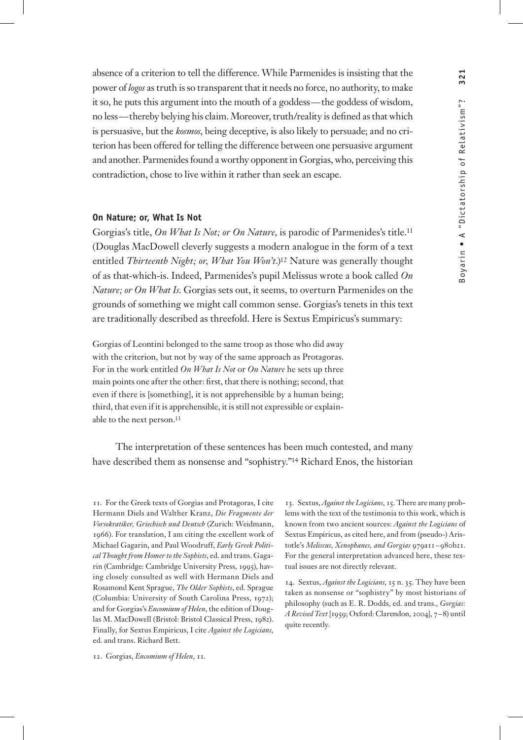absence of a criterion to tell the difference. While Parmenides is insisting that the power of *logos* as truth is so transparent that it needs no force, no authority, to make it so, he puts this argument into the mouth of a goddess—the goddess of wisdom, no less—thereby belying his claim. Moreover, truth/reality is defined as that which is persuasive, but the *kosmos*, being deceptive, is also likely to persuade; and no criterion has been offered for telling the difference between one persuasive argument and another. Parmenides found a worthy opponent in Gorgias, who, perceiving this contradiction, chose to live within it rather than seek an escape.

### On Nature; or, What Is Not

Gorgias's title, *On What Is Not; or On Nature*, is parodic of Parmenides's title.[11] (Douglas MacDowell cleverly suggests a modern analogue in the form of a text entitled *Thirteenth Night; or, What You Won't*.)[12] Nature was generally thought of as that-which-is. Indeed, Parmenides's pupil Melissus wrote a book called *On Nature; or On What Is.* Gorgias sets out, it seems, to overturn Parmenides on the grounds of something we might call common sense. Gorgias's tenets in this text are traditionally described as threefold. Here is Sextus Empiricus's summary:

> Gorgias of Leontini belonged to the same troop as those who did away with the criterion, but not by way of the same approach as Protagoras. For in the work entitled *On What Is Not* or *On Nature* he sets up three main points one after the other: first, that there is nothing; second, that even if there is [something], it is not apprehensible by a human being; third, that even if it is apprehensible, it is still not expressible or explainable to the next person.[13]

The interpretation of these sentences has been much contested, and many have described them as nonsense and "sophistry."[14] Richard Enos, the historian

11. For the Greek texts of Gorgias and Protagoras, I cite Hermann Diels and Walther Kranz, *Die Fragmente der Vorsokratiker, Griechisch und Deutsch* (Zurich: Weidmann, 1966). For translation, I am citing the excellent work of Michael Gagarin, and Paul Woodruff, *Early Greek Political Thought from Homer to the Sophists*, ed. and trans. Gagarin (Cambridge: Cambridge University Press, 1995), having closely consulted as well with Hermann Diels and Rosamond Kent Sprague, *The Older Sophists*, ed. Sprague (Columbia: University of South Carolina Press, 1972); and for Gorgias's *Encomium of Helen*, the edition of Douglas M. MacDowell (Bristol: Bristol Classical Press, 1982). Finally, for Sextus Empiricus, I cite *Against the Logicians*, ed. and trans. Richard Bett.

12. Gorgias, *Encomium of Helen*, 11.

13. Sextus, *Against the Logicians*, 15. There are many problems with the text of the testimonia to this work, which is known from two ancient sources: *Against the Logicians* of Sextus Empiricus, as cited here, and from (pseudo-) Aristotle's *Melissus, Xenophanes, and Gorgias* 979a11–980b21. For the general interpretation advanced here, these textual issues are not directly relevant.

14. Sextus, *Against the Logicians*, 15 n. 35. They have been taken as nonsense or "sophistry" by most historians of philosophy (such as E. R. Dodds, ed. and trans., *Gorgias: A Revised Text* [1959; Oxford: Clarendon, 2004], 7–8) until quite recently.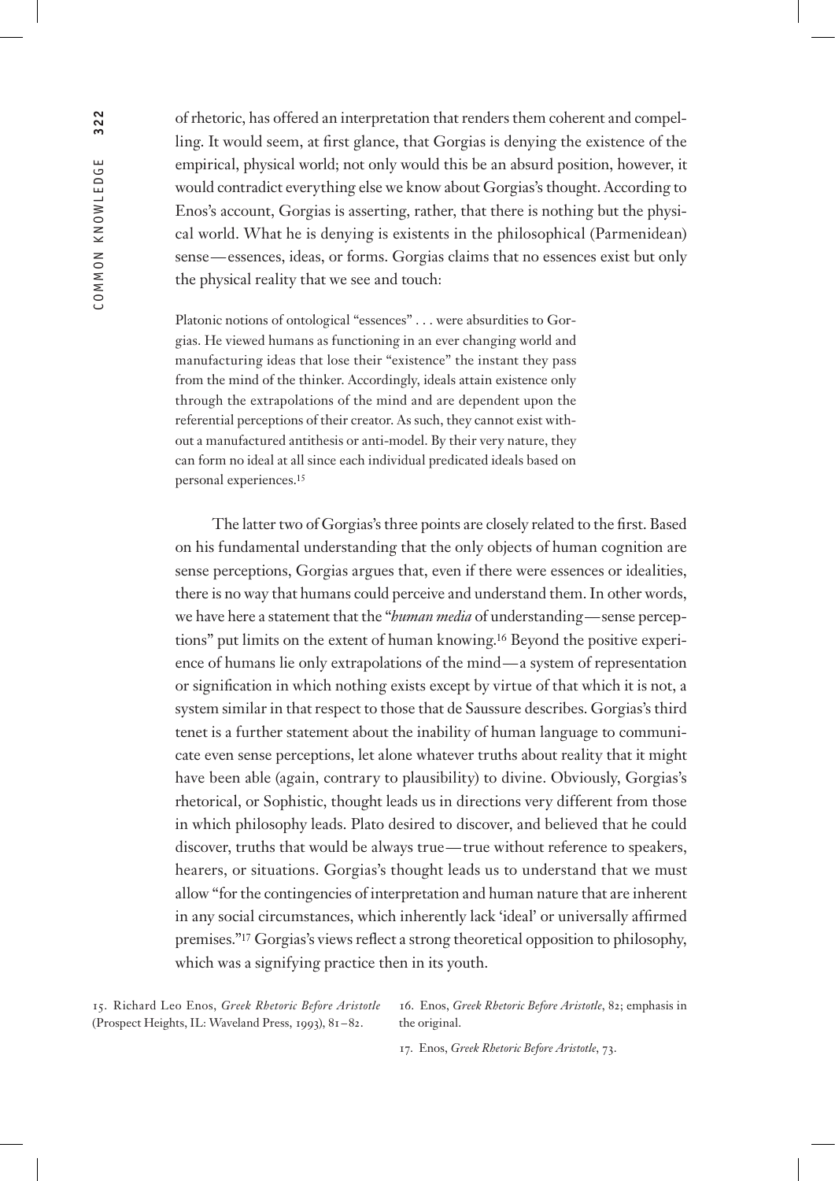of rhetoric, has offered an interpretation that renders them coherent and compelling. It would seem, at first glance, that Gorgias is denying the existence of the empirical, physical world; not only would this be an absurd position, however, it would contradict everything else we know about Gorgias's thought. According to Enos's account, Gorgias is asserting, rather, that there is nothing but the physical world. What he is denying is existents in the philosophical (Parmenidean) sense—essences, ideas, or forms. Gorgias claims that no essences exist but only the physical reality that we see and touch:

> Platonic notions of ontological "essences" . . . were absurdities to Gorgias. He viewed humans as functioning in an ever changing world and manufacturing ideas that lose their "existence" the instant they pass from the mind of the thinker. Accordingly, ideals attain existence only through the extrapolations of the mind and are dependent upon the referential perceptions of their creator. As such, they cannot exist without a manufactured antithesis or anti-model. By their very nature, they can form no ideal at all since each individual predicated ideals based on personal experiences.[15]

The latter two of Gorgias's three points are closely related to the first. Based on his fundamental understanding that the only objects of human cognition are sense perceptions, Gorgias argues that, even if there were essences or idealities, there is no way that humans could perceive and understand them. In other words, we have here a statement that the "*human media* of understanding—sense perceptions" put limits on the extent of human knowing.[16] Beyond the positive experience of humans lie only extrapolations of the mind—a system of representation or signification in which nothing exists except by virtue of that which it is not, a system similar in that respect to those that de Saussure describes. Gorgias's third tenet is a further statement about the inability of human language to communicate even sense perceptions, let alone whatever truths about reality that it might have been able (again, contrary to plausibility) to divine. Obviously, Gorgias's rhetorical, or Sophistic, thought leads us in directions very different from those in which philosophy leads. Plato desired to discover, and believed that he could discover, truths that would be always true—true without reference to speakers, hearers, or situations. Gorgias's thought leads us to understand that we must allow "for the contingencies of interpretation and human nature that are inherent in any social circumstances, which inherently lack 'ideal' or universally affirmed premises."[17] Gorgias's views reflect a strong theoretical opposition to philosophy, which was a signifying practice then in its youth.

15. Richard Leo Enos, *Greek Rhetoric Before Aristotle* (Prospect Heights, IL: Waveland Press, 1993), 81–82.

16. Enos, *Greek Rhetoric Before Aristotle*, 82; emphasis in the original.

17. Enos, *Greek Rhetoric Before Aristotle*, 73.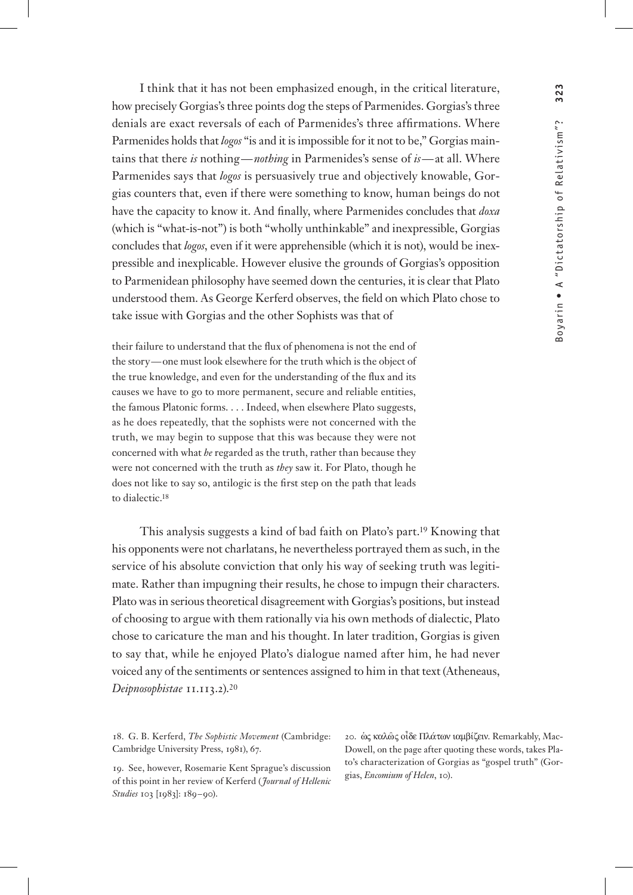I think that it has not been emphasized enough, in the critical literature, how precisely Gorgias's three points dog the steps of Parmenides. Gorgias's three denials are exact reversals of each of Parmenides's three affirmations. Where Parmenides holds that *logos* "is and it is impossible for it not to be," Gorgias maintains that there *is* nothing—*nothing* in Parmenides's sense of *is*—at all. Where Parmenides says that *logos* is persuasively true and objectively knowable, Gorgias counters that, even if there were something to know, human beings do not have the capacity to know it. And finally, where Parmenides concludes that *doxa* (which is "what-is-not") is both "wholly unthinkable" and inexpressible, Gorgias concludes that *logos*, even if it were apprehensible (which it is not), would be inexpressible and inexplicable. However elusive the grounds of Gorgias's opposition to Parmenidean philosophy have seemed down the centuries, it is clear that Plato understood them. As George Kerferd observes, the field on which Plato chose to take issue with Gorgias and the other Sophists was that of

> their failure to understand that the flux of phenomena is not the end of the story—one must look elsewhere for the truth which is the object of the true knowledge, and even for the understanding of the flux and its causes we have to go to more permanent, secure and reliable entities, the famous Platonic forms. . . . Indeed, when elsewhere Plato suggests, as he does repeatedly, that the sophists were not concerned with the truth, we may begin to suppose that this was because they were not concerned with what *he* regarded as the truth, rather than because they were not concerned with the truth as *they* saw it. For Plato, though he does not like to say so, antilogic is the first step on the path that leads to dialectic.[18]

This analysis suggests a kind of bad faith on Plato's part.[19] Knowing that his opponents were not charlatans, he nevertheless portrayed them as such, in the service of his absolute conviction that only his way of seeking truth was legitimate. Rather than impugning their results, he chose to impugn their characters. Plato was in serious theoretical disagreement with Gorgias's positions, but instead of choosing to argue with them rationally via his own methods of dialectic, Plato chose to caricature the man and his thought. In later tradition, Gorgias is given to say that, while he enjoyed Plato's dialogue named after him, he had never voiced any of the sentiments or sentences assigned to him in that text (Atheneaus, *Deipnosophistae* 11.113.2).[20]

---

18. G. B. Kerferd, *The Sophistic Movement* (Cambridge: Cambridge University Press, 1981), 67.

19. See, however, Rosemarie Kent Sprague's discussion of this point in her review of Kerferd (*Journal of Hellenic Studies* 103 [1983]: 189–90).

20. ὡς καλῶς οἶδε Πλάτων ιαμβίζειν. Remarkably, MacDowell, on the page after quoting these words, takes Plato's characterization of Gorgias as "gospel truth" (Gorgias, *Encomium of Helen*, 10).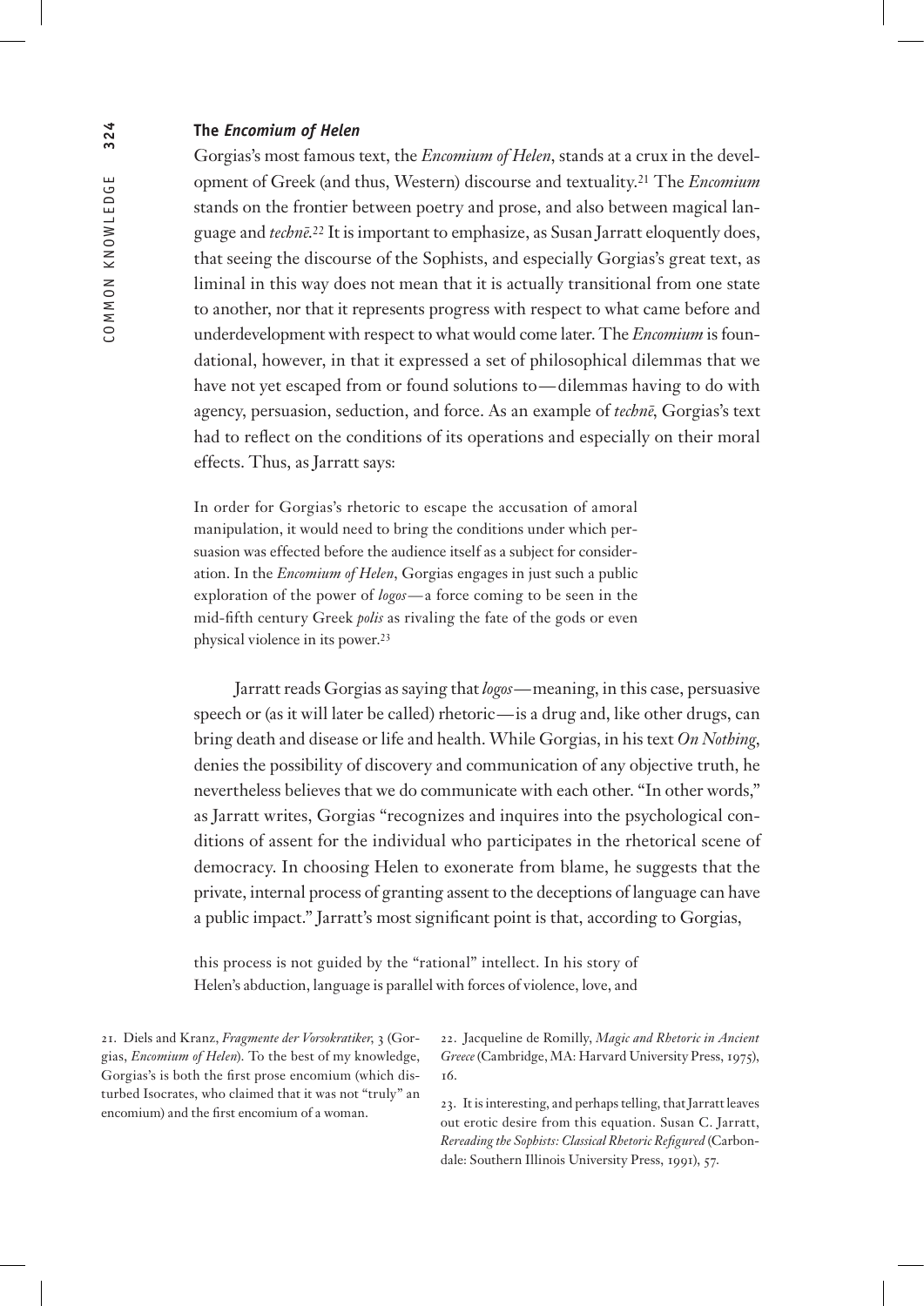### The *Encomium of Helen*

Gorgias's most famous text, the *Encomium of Helen*, stands at a crux in the development of Greek (and thus, Western) discourse and textuality.[21] The *Encomium* stands on the frontier between poetry and prose, and also between magical language and *technē*.[22] It is important to emphasize, as Susan Jarratt eloquently does, that seeing the discourse of the Sophists, and especially Gorgias's great text, as liminal in this way does not mean that it is actually transitional from one state to another, nor that it represents progress with respect to what came before and underdevelopment with respect to what would come later. The *Encomium* is foundational, however, in that it expressed a set of philosophical dilemmas that we have not yet escaped from or found solutions to—dilemmas having to do with agency, persuasion, seduction, and force. As an example of *technē*, Gorgias's text had to reflect on the conditions of its operations and especially on their moral effects. Thus, as Jarratt says:

> In order for Gorgias's rhetoric to escape the accusation of amoral manipulation, it would need to bring the conditions under which persuasion was effected before the audience itself as a subject for consideration. In the *Encomium of Helen*, Gorgias engages in just such a public exploration of the power of *logos*—a force coming to be seen in the mid-fifth century Greek *polis* as rivaling the fate of the gods or even physical violence in its power.[23]

Jarratt reads Gorgias as saying that *logos*—meaning, in this case, persuasive speech or (as it will later be called) rhetoric—is a drug and, like other drugs, can bring death and disease or life and health. While Gorgias, in his text *On Nothing*, denies the possibility of discovery and communication of any objective truth, he nevertheless believes that we do communicate with each other. "In other words," as Jarratt writes, Gorgias "recognizes and inquires into the psychological conditions of assent for the individual who participates in the rhetorical scene of democracy. In choosing Helen to exonerate from blame, he suggests that the private, internal process of granting assent to the deceptions of language can have a public impact." Jarratt's most significant point is that, according to Gorgias,

> this process is not guided by the "rational" intellect. In his story of Helen's abduction, language is parallel with forces of violence, love, and

21. Diels and Kranz, *Fragmente der Vorsokratiker*, 3 (Gorgias, *Encomium of Helen*). To the best of my knowledge, Gorgias's is both the first prose encomium (which disturbed Isocrates, who claimed that it was not "truly" an encomium) and the first encomium of a woman.

22. Jacqueline de Romilly, *Magic and Rhetoric in Ancient Greece* (Cambridge, MA: Harvard University Press, 1975), 16.

23. It is interesting, and perhaps telling, that Jarratt leaves out erotic desire from this equation. Susan C. Jarratt, *Rereading the Sophists: Classical Rhetoric Refigured* (Carbondale: Southern Illinois University Press, 1991), 57.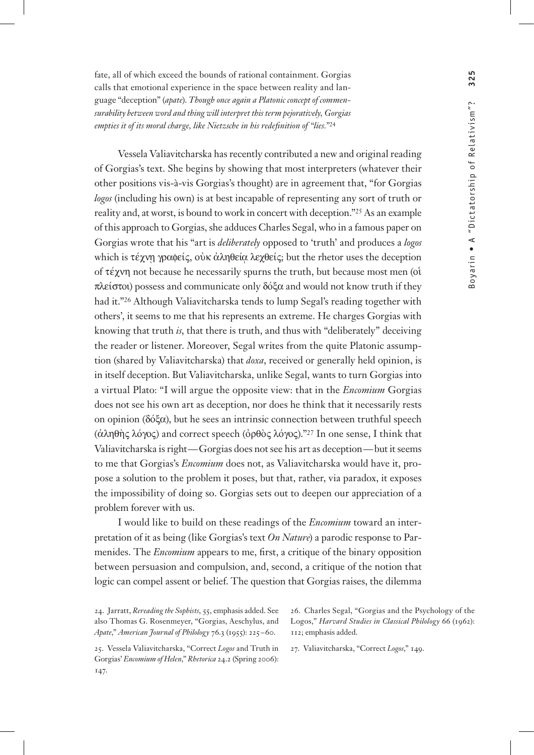fate, all of which exceed the bounds of rational containment. Gorgias calls that emotional experience in the space between reality and language "deception" (*apate*). *Though once again a Platonic concept of commensurability between word and thing will interpret this term pejoratively, Gorgias empties it of its moral charge, like Nietzsche in his redefinition of "lies."*[24]

Vessela Valiavitcharska has recently contributed a new and original reading of Gorgias's text. She begins by showing that most interpreters (whatever their other positions vis-à-vis Gorgias's thought) are in agreement that, "for Gorgias *logos* (including his own) is at best incapable of representing any sort of truth or reality and, at worst, is bound to work in concert with deception."[25] As an example of this approach to Gorgias, she adduces Charles Segal, who in a famous paper on Gorgias wrote that his "art is *deliberately* opposed to 'truth' and produces a *logos* which is τέχνῃ γραφείς, οὐκ ἀληθείᾳ λεχθείς; but the rhetor uses the deception of τέχνη not because he necessarily spurns the truth, but because most men (οἱ πλεῖστοι) possess and communicate only δόξα and would not know truth if they had it."[26] Although Valiavitcharska tends to lump Segal's reading together with others', it seems to me that his represents an extreme. He charges Gorgias with knowing that truth *is*, that there is truth, and thus with "deliberately" deceiving the reader or listener. Moreover, Segal writes from the quite Platonic assumption (shared by Valiavitcharska) that *doxa*, received or generally held opinion, is in itself deception. But Valiavitcharska, unlike Segal, wants to turn Gorgias into a virtual Plato: "I will argue the opposite view: that in the *Encomium* Gorgias does not see his own art as deception, nor does he think that it necessarily rests on opinion (δόξα), but he sees an intrinsic connection between truthful speech (ἀληθὴς λόγος) and correct speech (ὀρθὸς λόγος)."[27] In one sense, I think that Valiavitcharska is right—Gorgias does not see his art as deception—but it seems to me that Gorgias's *Encomium* does not, as Valiavitcharska would have it, propose a solution to the problem it poses, but that, rather, via paradox, it exposes the impossibility of doing so. Gorgias sets out to deepen our appreciation of a problem forever with us.

I would like to build on these readings of the *Encomium* toward an interpretation of it as being (like Gorgias's text *On Nature*) a parodic response to Parmenides. The *Encomium* appears to me, first, a critique of the binary opposition between persuasion and compulsion, and, second, a critique of the notion that logic can compel assent or belief. The question that Gorgias raises, the dilemma

24. Jarratt, *Rereading the Sophists*, 55, emphasis added. See also Thomas G. Rosenmeyer, "Gorgias, Aeschylus, and *Apate*," *American Journal of Philology* 76.3 (1955): 225–60.

25. Vessela Valiavitcharska, "Correct *Logos* and Truth in Gorgias' *Encomium of Helen*," *Rhetorica* 24.2 (Spring 2006): 147.

26. Charles Segal, "Gorgias and the Psychology of the Logos," *Harvard Studies in Classical Philology* 66 (1962): 112; emphasis added.

27. Valiavitcharska, "Correct *Logos*," 149.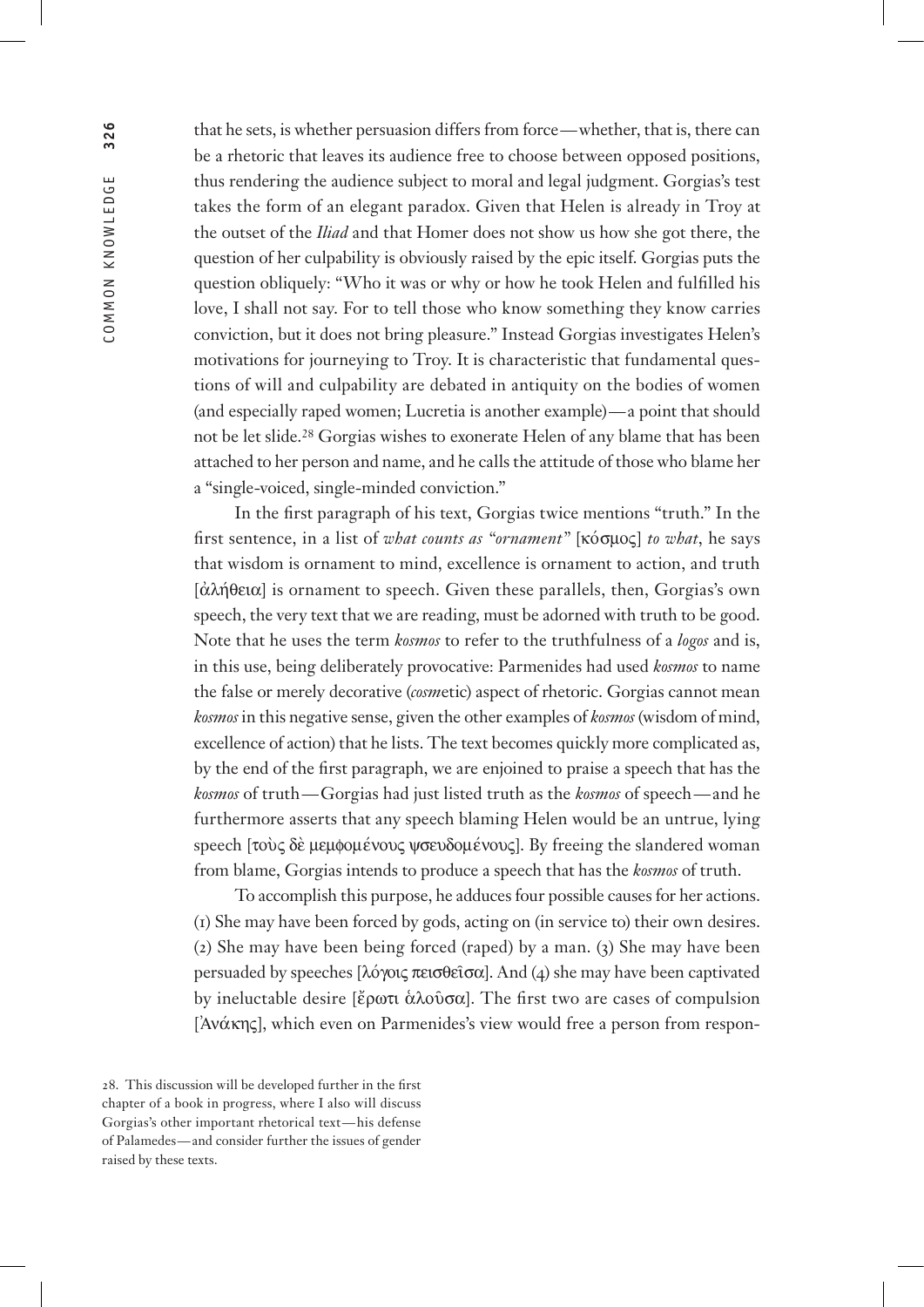that he sets, is whether persuasion differs from force—whether, that is, there can be a rhetoric that leaves its audience free to choose between opposed positions, thus rendering the audience subject to moral and legal judgment. Gorgias's test takes the form of an elegant paradox. Given that Helen is already in Troy at the outset of the *Iliad* and that Homer does not show us how she got there, the question of her culpability is obviously raised by the epic itself. Gorgias puts the question obliquely: "Who it was or why or how he took Helen and fulfilled his love, I shall not say. For to tell those who know something they know carries conviction, but it does not bring pleasure." Instead Gorgias investigates Helen's motivations for journeying to Troy. It is characteristic that fundamental questions of will and culpability are debated in antiquity on the bodies of women (and especially raped women; Lucretia is another example)—a point that should not be let slide.[28] Gorgias wishes to exonerate Helen of any blame that has been attached to her person and name, and he calls the attitude of those who blame her a "single-voiced, single-minded conviction."

In the first paragraph of his text, Gorgias twice mentions "truth." In the first sentence, in a list of *what counts as "ornament"* [κόσμος] *to what*, he says that wisdom is ornament to mind, excellence is ornament to action, and truth [ἀλήθεια] is ornament to speech. Given these parallels, then, Gorgias's own speech, the very text that we are reading, must be adorned with truth to be good. Note that he uses the term *kosmos* to refer to the truthfulness of a *logos* and is, in this use, being deliberately provocative: Parmenides had used *kosmos* to name the false or merely decorative (*cosm*etic) aspect of rhetoric. Gorgias cannot mean *kosmos* in this negative sense, given the other examples of *kosmos* (wisdom of mind, excellence of action) that he lists. The text becomes quickly more complicated as, by the end of the first paragraph, we are enjoined to praise a speech that has the *kosmos* of truth—Gorgias had just listed truth as the *kosmos* of speech—and he furthermore asserts that any speech blaming Helen would be an untrue, lying speech [τοὺς δὲ μεμφομένους ψσευδομένους]. By freeing the slandered woman from blame, Gorgias intends to produce a speech that has the *kosmos* of truth.

To accomplish this purpose, he adduces four possible causes for her actions. (1) She may have been forced by gods, acting on (in service to) their own desires. (2) She may have been being forced (raped) by a man. (3) She may have been persuaded by speeches [λόγοις πεισθεῖσα]. And (4) she may have been captivated by ineluctable desire [ἔρωτι ἁλοῦσα]. The first two are cases of compulsion [Ἀνάκης], which even on Parmenides's view would free a person from respon-

28. This discussion will be developed further in the first chapter of a book in progress, where I also will discuss Gorgias's other important rhetorical text—his defense of Palamedes—and consider further the issues of gender raised by these texts.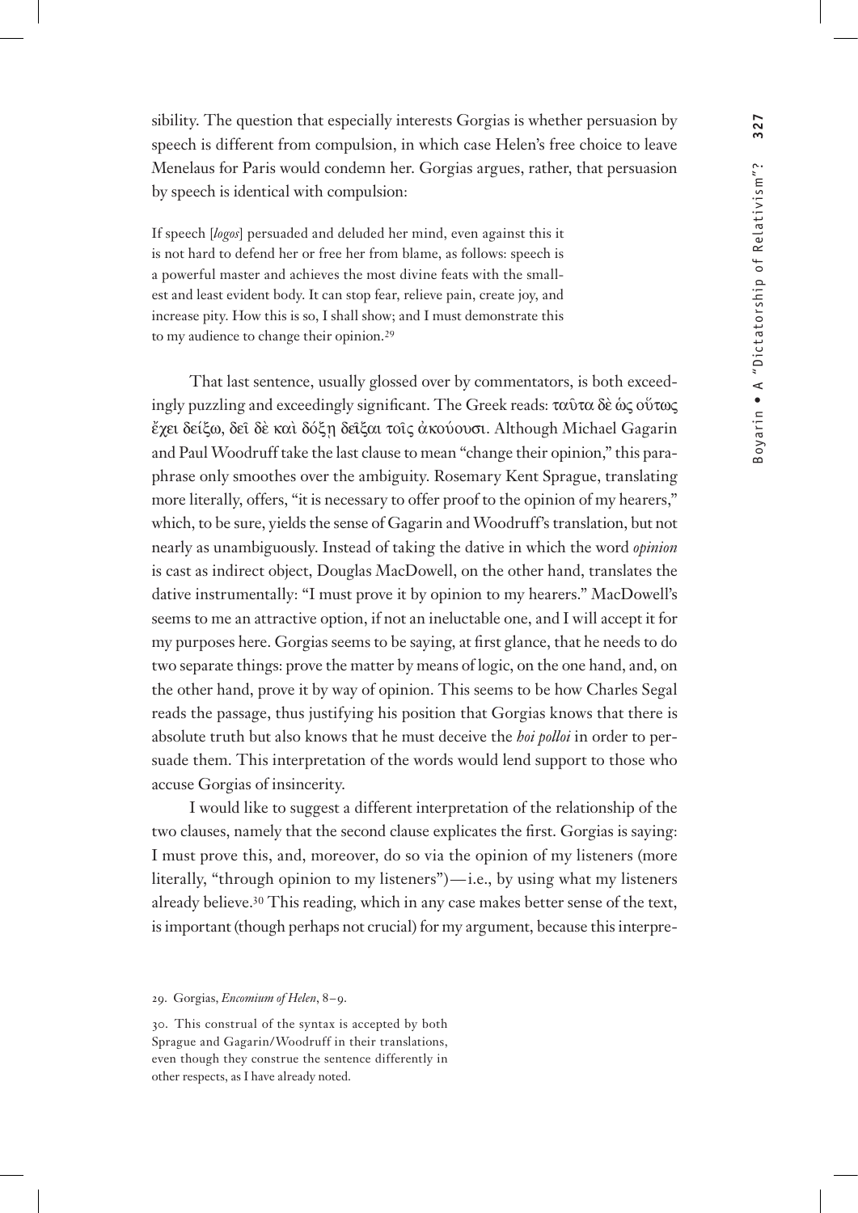sibility. The question that especially interests Gorgias is whether persuasion by speech is different from compulsion, in which case Helen's free choice to leave Menelaus for Paris would condemn her. Gorgias argues, rather, that persuasion by speech is identical with compulsion:

> If speech [*logos*] persuaded and deluded her mind, even against this it is not hard to defend her or free her from blame, as follows: speech is a powerful master and achieves the most divine feats with the smallest and least evident body. It can stop fear, relieve pain, create joy, and increase pity. How this is so, I shall show; and I must demonstrate this to my audience to change their opinion.[29]

That last sentence, usually glossed over by commentators, is both exceedingly puzzling and exceedingly significant. The Greek reads: ταῦτα δὲ ὡς οὕτως ἔχει δείξω, δεῖ δὲ καὶ δόξῃ δεῖξαι τοῖς ἀκούουσι. Although Michael Gagarin and Paul Woodruff take the last clause to mean "change their opinion," this paraphrase only smoothes over the ambiguity. Rosemary Kent Sprague, translating more literally, offers, "it is necessary to offer proof to the opinion of my hearers," which, to be sure, yields the sense of Gagarin and Woodruff's translation, but not nearly as unambiguously. Instead of taking the dative in which the word *opinion* is cast as indirect object, Douglas MacDowell, on the other hand, translates the dative instrumentally: "I must prove it by opinion to my hearers." MacDowell's seems to me an attractive option, if not an ineluctable one, and I will accept it for my purposes here. Gorgias seems to be saying, at first glance, that he needs to do two separate things: prove the matter by means of logic, on the one hand, and, on the other hand, prove it by way of opinion. This seems to be how Charles Segal reads the passage, thus justifying his position that Gorgias knows that there is absolute truth but also knows that he must deceive the *hoi polloi* in order to persuade them. This interpretation of the words would lend support to those who accuse Gorgias of insincerity.

I would like to suggest a different interpretation of the relationship of the two clauses, namely that the second clause explicates the first. Gorgias is saying: I must prove this, and, moreover, do so via the opinion of my listeners (more literally, "through opinion to my listeners")—i.e., by using what my listeners already believe.[30] This reading, which in any case makes better sense of the text, is important (though perhaps not crucial) for my argument, because this interpre-

---

29. Gorgias, *Encomium of Helen*, 8–9.

30. This construal of the syntax is accepted by both Sprague and Gagarin/Woodruff in their translations, even though they construe the sentence differently in other respects, as I have already noted.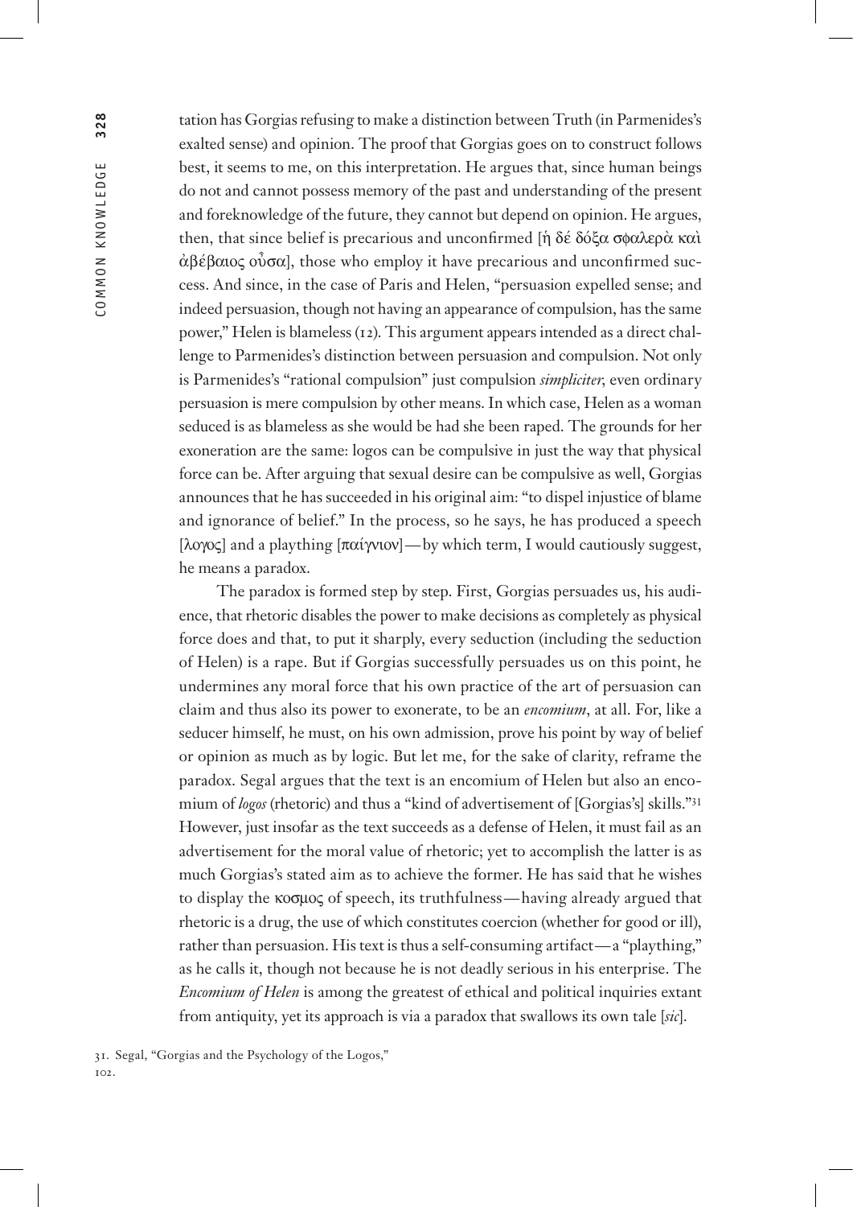tation has Gorgias refusing to make a distinction between Truth (in Parmenides's exalted sense) and opinion. The proof that Gorgias goes on to construct follows best, it seems to me, on this interpretation. He argues that, since human beings do not and cannot possess memory of the past and understanding of the present and foreknowledge of the future, they cannot but depend on opinion. He argues, then, that since belief is precarious and unconfirmed [ἡ δέ δόξα σφαλερὰ καὶ ἀβέβαιος οὖσα], those who employ it have precarious and unconfirmed success. And since, in the case of Paris and Helen, "persuasion expelled sense; and indeed persuasion, though not having an appearance of compulsion, has the same power," Helen is blameless (12). This argument appears intended as a direct challenge to Parmenides's distinction between persuasion and compulsion. Not only is Parmenides's "rational compulsion" just compulsion *simpliciter*, even ordinary persuasion is mere compulsion by other means. In which case, Helen as a woman seduced is as blameless as she would be had she been raped. The grounds for her exoneration are the same: logos can be compulsive in just the way that physical force can be. After arguing that sexual desire can be compulsive as well, Gorgias announces that he has succeeded in his original aim: "to dispel injustice of blame and ignorance of belief." In the process, so he says, he has produced a speech [λογος] and a plaything [παίγνιον]—by which term, I would cautiously suggest, he means a paradox.

The paradox is formed step by step. First, Gorgias persuades us, his audience, that rhetoric disables the power to make decisions as completely as physical force does and that, to put it sharply, every seduction (including the seduction of Helen) is a rape. But if Gorgias successfully persuades us on this point, he undermines any moral force that his own practice of the art of persuasion can claim and thus also its power to exonerate, to be an *encomium*, at all. For, like a seducer himself, he must, on his own admission, prove his point by way of belief or opinion as much as by logic. But let me, for the sake of clarity, reframe the paradox. Segal argues that the text is an encomium of Helen but also an encomium of *logos* (rhetoric) and thus a "kind of advertisement of [Gorgias's] skills."[31] However, just insofar as the text succeeds as a defense of Helen, it must fail as an advertisement for the moral value of rhetoric; yet to accomplish the latter is as much Gorgias's stated aim as to achieve the former. He has said that he wishes to display the κοσμος of speech, its truthfulness—having already argued that rhetoric is a drug, the use of which constitutes coercion (whether for good or ill), rather than persuasion. His text is thus a self-consuming artifact—a "plaything," as he calls it, though not because he is not deadly serious in his enterprise. The *Encomium of Helen* is among the greatest of ethical and political inquiries extant from antiquity, yet its approach is via a paradox that swallows its own tale [*sic*].

31. Segal, "Gorgias and the Psychology of the Logos," 102.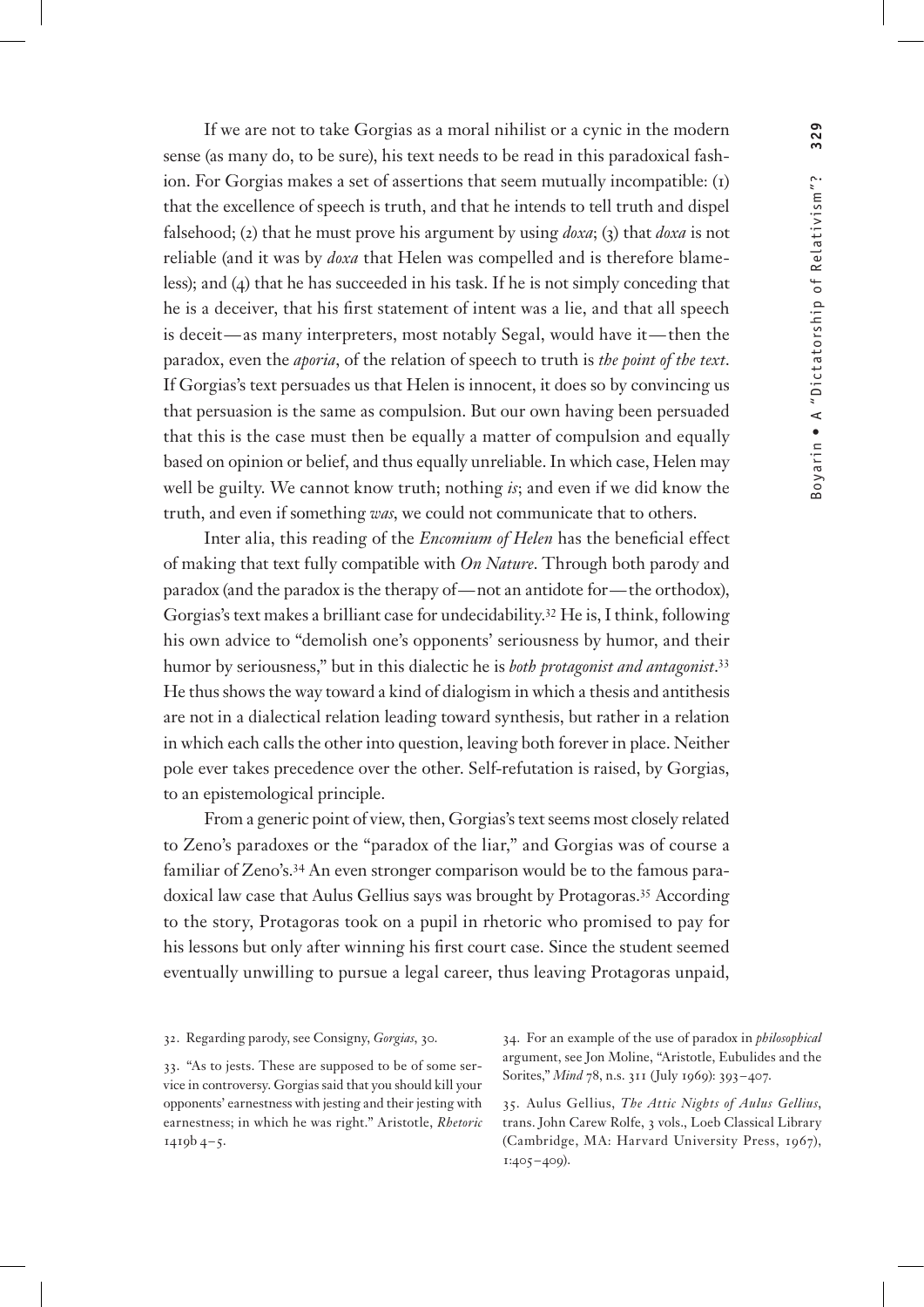If we are not to take Gorgias as a moral nihilist or a cynic in the modern sense (as many do, to be sure), his text needs to be read in this paradoxical fashion. For Gorgias makes a set of assertions that seem mutually incompatible: (1) that the excellence of speech is truth, and that he intends to tell truth and dispel falsehood; (2) that he must prove his argument by using *doxa*; (3) that *doxa* is not reliable (and it was by *doxa* that Helen was compelled and is therefore blameless); and (4) that he has succeeded in his task. If he is not simply conceding that he is a deceiver, that his first statement of intent was a lie, and that all speech is deceit—as many interpreters, most notably Segal, would have it—then the paradox, even the *aporia*, of the relation of speech to truth is *the point of the text*. If Gorgias's text persuades us that Helen is innocent, it does so by convincing us that persuasion is the same as compulsion. But our own having been persuaded that this is the case must then be equally a matter of compulsion and equally based on opinion or belief, and thus equally unreliable. In which case, Helen may well be guilty. We cannot know truth; nothing *is*; and even if we did know the truth, and even if something *was*, we could not communicate that to others.

Inter alia, this reading of the *Encomium of Helen* has the beneficial effect of making that text fully compatible with *On Nature*. Through both parody and paradox (and the paradox is the therapy of—not an antidote for—the orthodox), Gorgias's text makes a brilliant case for undecidability.[32] He is, I think, following his own advice to "demolish one's opponents' seriousness by humor, and their humor by seriousness," but in this dialectic he is *both protagonist and antagonist*.[33] He thus shows the way toward a kind of dialogism in which a thesis and antithesis are not in a dialectical relation leading toward synthesis, but rather in a relation in which each calls the other into question, leaving both forever in place. Neither pole ever takes precedence over the other. Self-refutation is raised, by Gorgias, to an epistemological principle.

From a generic point of view, then, Gorgias's text seems most closely related to Zeno's paradoxes or the "paradox of the liar," and Gorgias was of course a familiar of Zeno's.[34] An even stronger comparison would be to the famous paradoxical law case that Aulus Gellius says was brought by Protagoras.[35] According to the story, Protagoras took on a pupil in rhetoric who promised to pay for his lessons but only after winning his first court case. Since the student seemed eventually unwilling to pursue a legal career, thus leaving Protagoras unpaid,

32. Regarding parody, see Consigny, *Gorgias*, 30.

33. "As to jests. These are supposed to be of some service in controversy. Gorgias said that you should kill your opponents' earnestness with jesting and their jesting with earnestness; in which he was right." Aristotle, *Rhetoric* 1419b 4–5.

34. For an example of the use of paradox in *philosophical* argument, see Jon Moline, "Aristotle, Eubulides and the Sorites," *Mind* 78, n.s. 311 (July 1969): 393–407.

35. Aulus Gellius, *The Attic Nights of Aulus Gellius*, trans. John Carew Rolfe, 3 vols., Loeb Classical Library (Cambridge, MA: Harvard University Press, 1967), 1:405–409).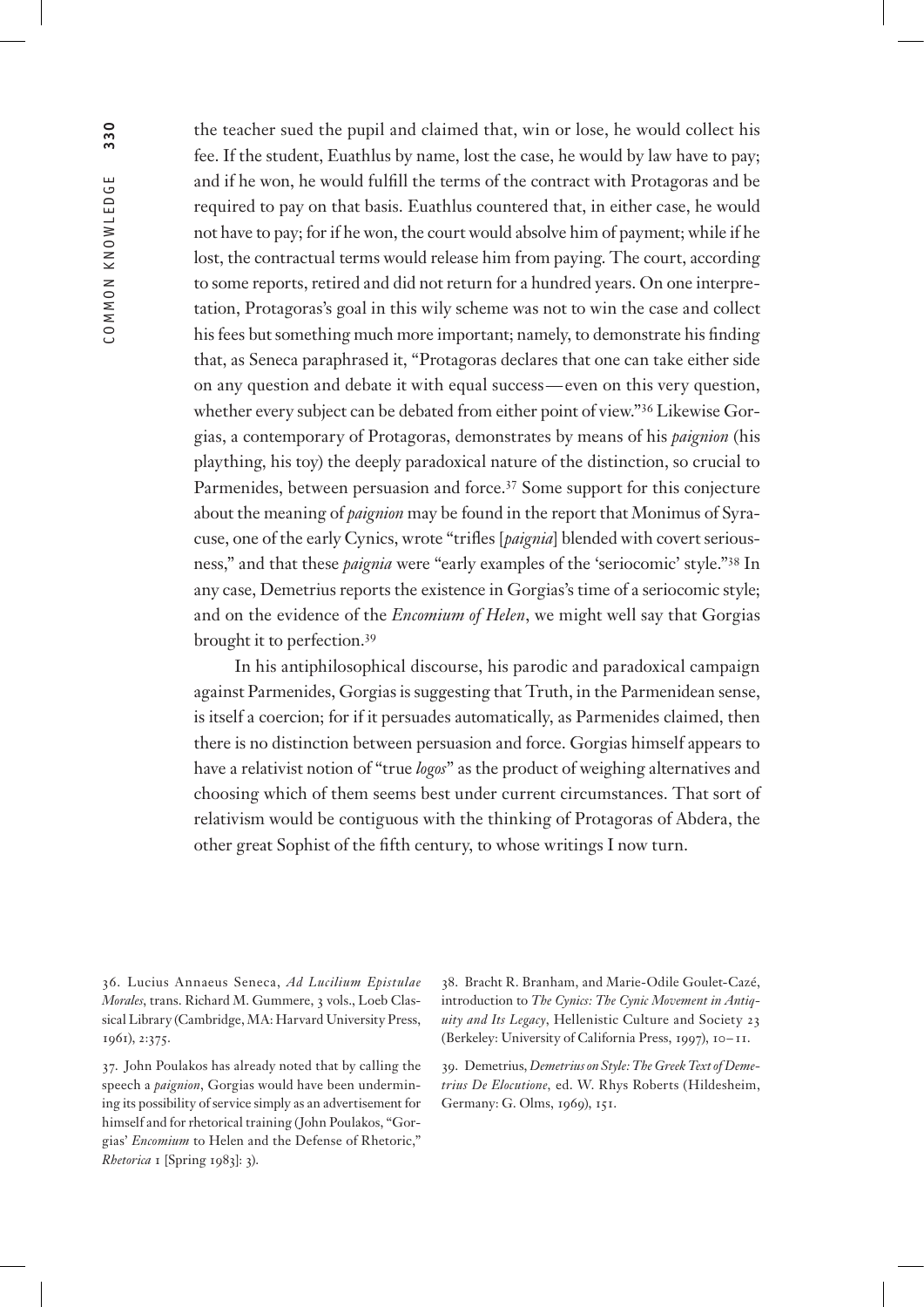the teacher sued the pupil and claimed that, win or lose, he would collect his fee. If the student, Euathlus by name, lost the case, he would by law have to pay; and if he won, he would fulfill the terms of the contract with Protagoras and be required to pay on that basis. Euathlus countered that, in either case, he would not have to pay; for if he won, the court would absolve him of payment; while if he lost, the contractual terms would release him from paying. The court, according to some reports, retired and did not return for a hundred years. On one interpretation, Protagoras's goal in this wily scheme was not to win the case and collect his fees but something much more important; namely, to demonstrate his finding that, as Seneca paraphrased it, "Protagoras declares that one can take either side on any question and debate it with equal success—even on this very question, whether every subject can be debated from either point of view."[36] Likewise Gorgias, a contemporary of Protagoras, demonstrates by means of his *paignion* (his plaything, his toy) the deeply paradoxical nature of the distinction, so crucial to Parmenides, between persuasion and force.[37] Some support for this conjecture about the meaning of *paignion* may be found in the report that Monimus of Syracuse, one of the early Cynics, wrote "trifles [*paignia*] blended with covert seriousness," and that these *paignia* were "early examples of the 'seriocomic' style."[38] In any case, Demetrius reports the existence in Gorgias's time of a seriocomic style; and on the evidence of the *Encomium of Helen*, we might well say that Gorgias brought it to perfection.[39]

In his antiphilosophical discourse, his parodic and paradoxical campaign against Parmenides, Gorgias is suggesting that Truth, in the Parmenidean sense, is itself a coercion; for if it persuades automatically, as Parmenides claimed, then there is no distinction between persuasion and force. Gorgias himself appears to have a relativist notion of "true *logos*" as the product of weighing alternatives and choosing which of them seems best under current circumstances. That sort of relativism would be contiguous with the thinking of Protagoras of Abdera, the other great Sophist of the fifth century, to whose writings I now turn.

36. Lucius Annaeus Seneca, *Ad Lucilium Epistulae Morales*, trans. Richard M. Gummere, 3 vols., Loeb Classical Library (Cambridge, MA: Harvard University Press, 1961), 2:375.

37. John Poulakos has already noted that by calling the speech a *paignion*, Gorgias would have been undermining its possibility of service simply as an advertisement for himself and for rhetorical training (John Poulakos, "Gorgias' *Encomium* to Helen and the Defense of Rhetoric," *Rhetorica* 1 [Spring 1983]: 3).

38. Bracht R. Branham, and Marie-Odile Goulet-Cazé, introduction to *The Cynics: The Cynic Movement in Antiquity and Its Legacy*, Hellenistic Culture and Society 23 (Berkeley: University of California Press, 1997), 10–11.

39. Demetrius, *Demetrius on Style: The Greek Text of Demetrius De Elocutione*, ed. W. Rhys Roberts (Hildesheim, Germany: G. Olms, 1969), 151.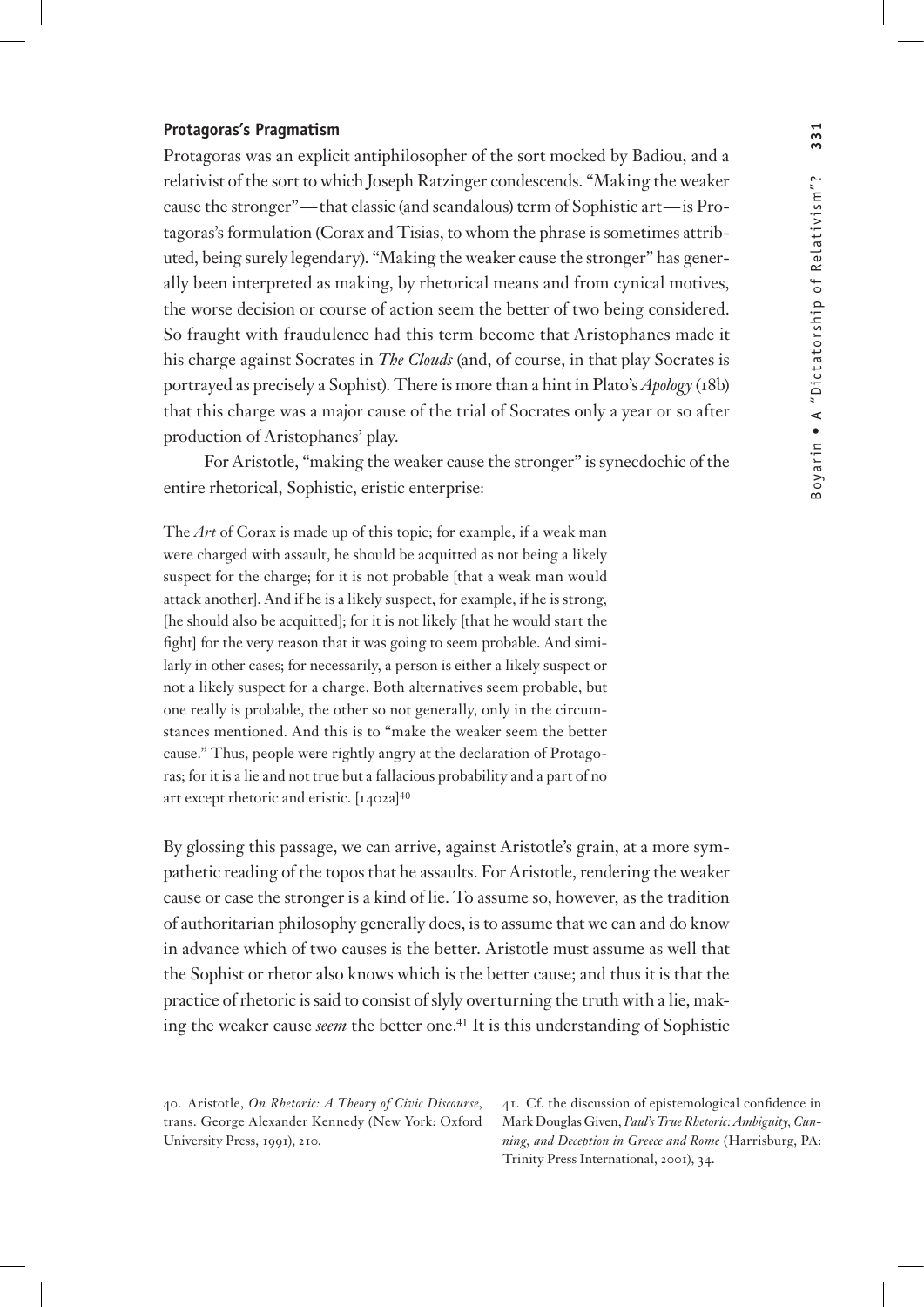#### Protagoras's Pragmatism

Protagoras was an explicit antiphilosopher of the sort mocked by Badiou, and a relativist of the sort to which Joseph Ratzinger condescends. "Making the weaker cause the stronger"—that classic (and scandalous) term of Sophistic art—is Protagoras's formulation (Corax and Tisias, to whom the phrase is sometimes attributed, being surely legendary). "Making the weaker cause the stronger" has generally been interpreted as making, by rhetorical means and from cynical motives, the worse decision or course of action seem the better of two being considered. So fraught with fraudulence had this term become that Aristophanes made it his charge against Socrates in *The Clouds* (and, of course, in that play Socrates is portrayed as precisely a Sophist). There is more than a hint in Plato's *Apology* (18b) that this charge was a major cause of the trial of Socrates only a year or so after production of Aristophanes' play.

For Aristotle, "making the weaker cause the stronger" is synecdochic of the entire rhetorical, Sophistic, eristic enterprise:

> The *Art* of Corax is made up of this topic; for example, if a weak man were charged with assault, he should be acquitted as not being a likely suspect for the charge; for it is not probable [that a weak man would attack another]. And if he is a likely suspect, for example, if he is strong, [he should also be acquitted]; for it is not likely [that he would start the fight] for the very reason that it was going to seem probable. And similarly in other cases; for necessarily, a person is either a likely suspect or not a likely suspect for a charge. Both alternatives seem probable, but one really is probable, the other so not generally, only in the circumstances mentioned. And this is to "make the weaker seem the better cause." Thus, people were rightly angry at the declaration of Protagoras; for it is a lie and not true but a fallacious probability and a part of no art except rhetoric and eristic. [1402a][40]

By glossing this passage, we can arrive, against Aristotle's grain, at a more sympathetic reading of the topos that he assaults. For Aristotle, rendering the weaker cause or case the stronger is a kind of lie. To assume so, however, as the tradition of authoritarian philosophy generally does, is to assume that we can and do know in advance which of two causes is the better. Aristotle must assume as well that the Sophist or rhetor also knows which is the better cause; and thus it is that the practice of rhetoric is said to consist of slyly overturning the truth with a lie, making the weaker cause *seem* the better one.[41] It is this understanding of Sophistic

40. Aristotle, *On Rhetoric: A Theory of Civic Discourse*, trans. George Alexander Kennedy (New York: Oxford University Press, 1991), 210.

41. Cf. the discussion of epistemological confidence in Mark Douglas Given, *Paul's True Rhetoric: Ambiguity, Cunning, and Deception in Greece and Rome* (Harrisburg, PA: Trinity Press International, 2001), 34.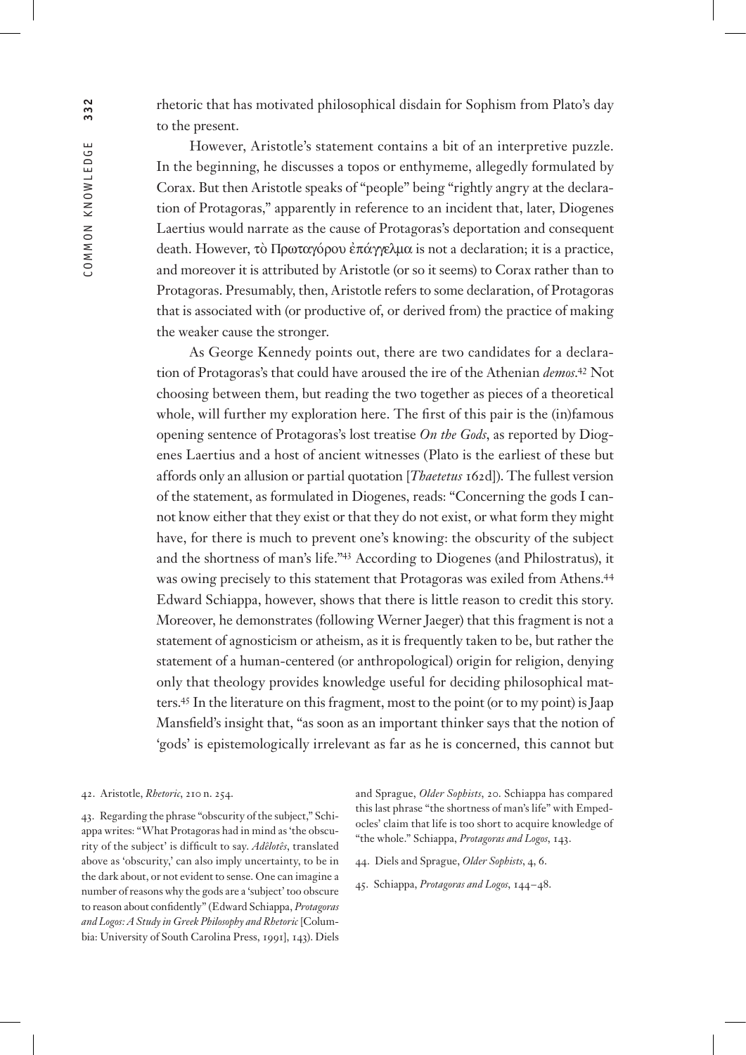rhetoric that has motivated philosophical disdain for Sophism from Plato's day to the present.

However, Aristotle's statement contains a bit of an interpretive puzzle. In the beginning, he discusses a topos or enthymeme, allegedly formulated by Corax. But then Aristotle speaks of "people" being "rightly angry at the declaration of Protagoras," apparently in reference to an incident that, later, Diogenes Laertius would narrate as the cause of Protagoras's deportation and consequent death. However, τὸ Πρωταγόρου ἐπάγγελμα is not a declaration; it is a practice, and moreover it is attributed by Aristotle (or so it seems) to Corax rather than to Protagoras. Presumably, then, Aristotle refers to some declaration, of Protagoras that is associated with (or productive of, or derived from) the practice of making the weaker cause the stronger.

As George Kennedy points out, there are two candidates for a declaration of Protagoras's that could have aroused the ire of the Athenian *demos*.[42] Not choosing between them, but reading the two together as pieces of a theoretical whole, will further my exploration here. The first of this pair is the (in)famous opening sentence of Protagoras's lost treatise *On the Gods*, as reported by Diogenes Laertius and a host of ancient witnesses (Plato is the earliest of these but affords only an allusion or partial quotation [*Thaetetus* 162d]). The fullest version of the statement, as formulated in Diogenes, reads: "Concerning the gods I cannot know either that they exist or that they do not exist, or what form they might have, for there is much to prevent one's knowing: the obscurity of the subject and the shortness of man's life."[43] According to Diogenes (and Philostratus), it was owing precisely to this statement that Protagoras was exiled from Athens.[44] Edward Schiappa, however, shows that there is little reason to credit this story. Moreover, he demonstrates (following Werner Jaeger) that this fragment is not a statement of agnosticism or atheism, as it is frequently taken to be, but rather the statement of a human-centered (or anthropological) origin for religion, denying only that theology provides knowledge useful for deciding philosophical matters.[45] In the literature on this fragment, most to the point (or to my point) is Jaap Mansfield's insight that, "as soon as an important thinker says that the notion of 'gods' is epistemologically irrelevant as far as he is concerned, this cannot but

42. Aristotle, *Rhetoric*, 210 n. 254.

43. Regarding the phrase "obscurity of the subject," Schiappa writes: "What Protagoras had in mind as 'the obscurity of the subject' is difficult to say. *Adêlotês*, translated above as 'obscurity,' can also imply uncertainty, to be in the dark about, or not evident to sense. One can imagine a number of reasons why the gods are a 'subject' too obscure to reason about confidently" (Edward Schiappa, *Protagoras and Logos: A Study in Greek Philosophy and Rhetoric* [Columbia: University of South Carolina Press, 1991], 143). Diels and Sprague, *Older Sophists*, 20. Schiappa has compared this last phrase "the shortness of man's life" with Empedocles' claim that life is too short to acquire knowledge of "the whole." Schiappa, *Protagoras and Logos*, 143.

44. Diels and Sprague, *Older Sophists*, 4, 6.

45. Schiappa, *Protagoras and Logos*, 144–48.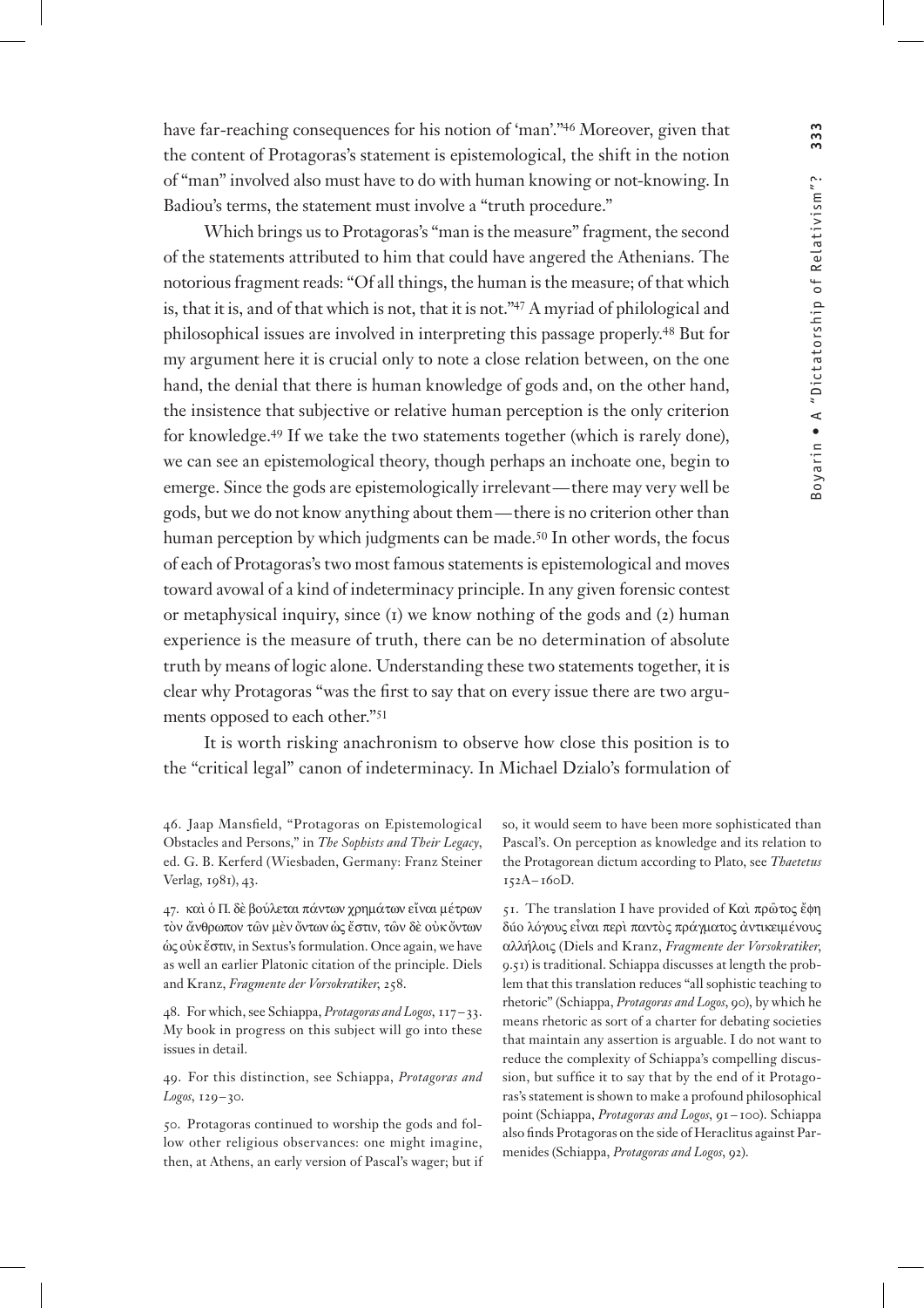have far-reaching consequences for his notion of 'man'."[46] Moreover, given that the content of Protagoras's statement is epistemological, the shift in the notion of "man" involved also must have to do with human knowing or not-knowing. In Badiou's terms, the statement must involve a "truth procedure."

Which brings us to Protagoras's "man is the measure" fragment, the second of the statements attributed to him that could have angered the Athenians. The notorious fragment reads: "Of all things, the human is the measure; of that which is, that it is, and of that which is not, that it is not."[47] A myriad of philological and philosophical issues are involved in interpreting this passage properly.[48] But for my argument here it is crucial only to note a close relation between, on the one hand, the denial that there is human knowledge of gods and, on the other hand, the insistence that subjective or relative human perception is the only criterion for knowledge.[49] If we take the two statements together (which is rarely done), we can see an epistemological theory, though perhaps an inchoate one, begin to emerge. Since the gods are epistemologically irrelevant—there may very well be gods, but we do not know anything about them—there is no criterion other than human perception by which judgments can be made.[50] In other words, the focus of each of Protagoras's two most famous statements is epistemological and moves toward avowal of a kind of indeterminacy principle. In any given forensic contest or metaphysical inquiry, since (1) we know nothing of the gods and (2) human experience is the measure of truth, there can be no determination of absolute truth by means of logic alone. Understanding these two statements together, it is clear why Protagoras "was the first to say that on every issue there are two arguments opposed to each other."[51]

It is worth risking anachronism to observe how close this position is to the "critical legal" canon of indeterminacy. In Michael Dzialo's formulation of

46. Jaap Mansfield, "Protagoras on Epistemological Obstacles and Persons," in *The Sophists and Their Legacy*, ed. G. B. Kerferd (Wiesbaden, Germany: Franz Steiner Verlag, 1981), 43.

47. καὶ ὁ Π. δὲ βούλεται πάντων χρημάτων εἶναι μέτρων τὸν ἄνθρωπον τῶν μὲν ὄντων ὡς ἔστιν, τῶν δὲ οὐκ ὄντων ὡς οὐκ ἔστιν, in Sextus's formulation. Once again, we have as well an earlier Platonic citation of the principle. Diels and Kranz, *Fragmente der Vorsokratiker*, 258.

48. For which, see Schiappa, *Protagoras and Logos*, 117–33. My book in progress on this subject will go into these issues in detail.

49. For this distinction, see Schiappa, *Protagoras and Logos*, 129–30.

50. Protagoras continued to worship the gods and follow other religious observances: one might imagine, then, at Athens, an early version of Pascal's wager; but if so, it would seem to have been more sophisticated than Pascal's. On perception as knowledge and its relation to the Protagorean dictum according to Plato, see *Thaetetus* 152A–160D.

51. The translation I have provided of Καὶ πρῶτος ἔφη δύο λόγους εἶναι περὶ παντὸς πράγματος ἀντικειμένους αλλήλοις (Diels and Kranz, *Fragmente der Vorsokratiker*, 9.51) is traditional. Schiappa discusses at length the problem that this translation reduces "all sophistic teaching to rhetoric" (Schiappa, *Protagoras and Logos*, 90), by which he means rhetoric as sort of a charter for debating societies that maintain any assertion is arguable. I do not want to reduce the complexity of Schiappa's compelling discussion, but suffice it to say that by the end of it Protagoras's statement is shown to make a profound philosophical point (Schiappa, *Protagoras and Logos*, 91–100). Schiappa also finds Protagoras on the side of Heraclitus against Parmenides (Schiappa, *Protagoras and Logos*, 92).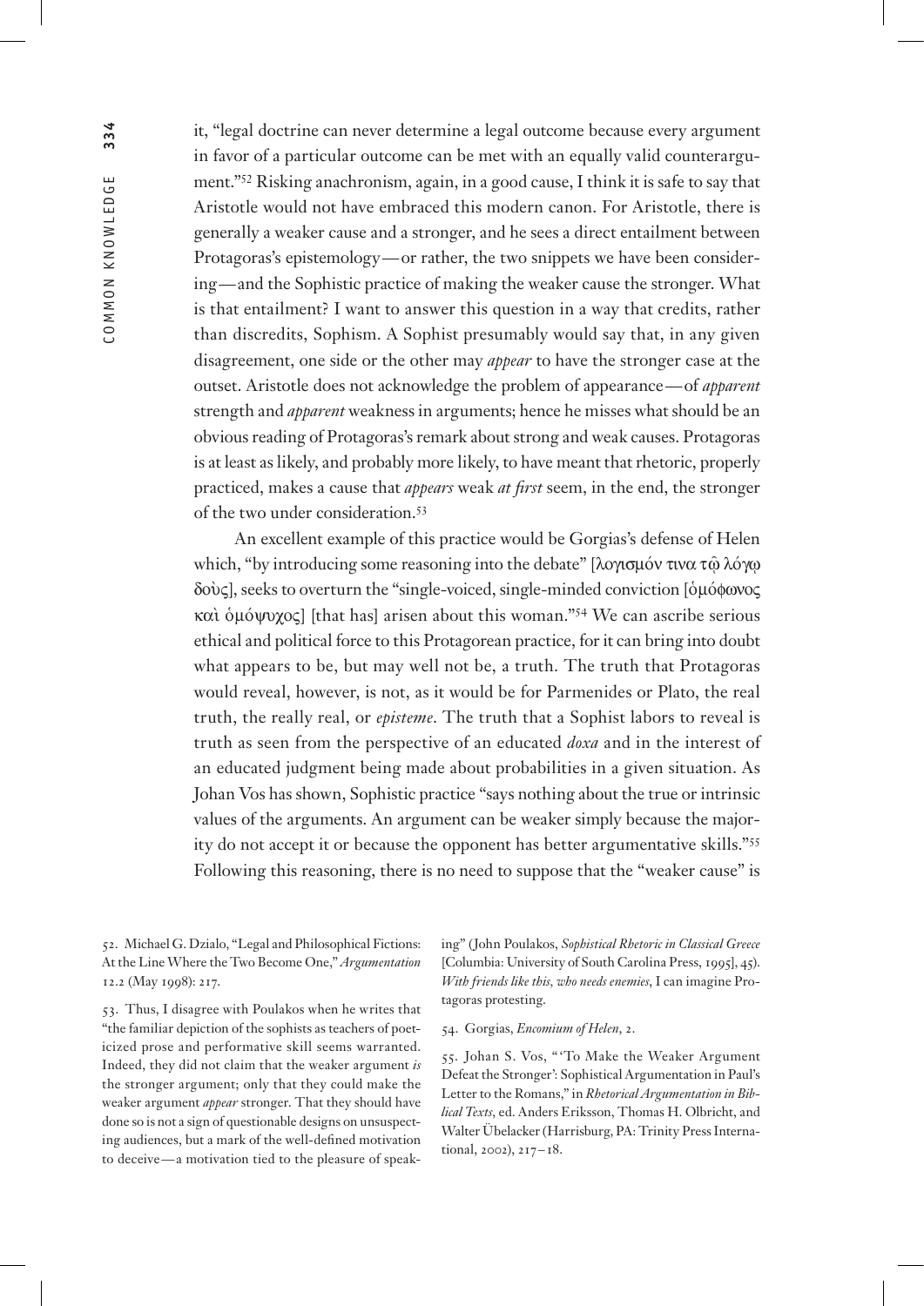it, "legal doctrine can never determine a legal outcome because every argument in favor of a particular outcome can be met with an equally valid counterargument."[52] Risking anachronism, again, in a good cause, I think it is safe to say that Aristotle would not have embraced this modern canon. For Aristotle, there is generally a weaker cause and a stronger, and he sees a direct entailment between Protagoras's epistemology—or rather, the two snippets we have been considering—and the Sophistic practice of making the weaker cause the stronger. What is that entailment? I want to answer this question in a way that credits, rather than discredits, Sophism. A Sophist presumably would say that, in any given disagreement, one side or the other may *appear* to have the stronger case at the outset. Aristotle does not acknowledge the problem of appearance—of *apparent* strength and *apparent* weakness in arguments; hence he misses what should be an obvious reading of Protagoras's remark about strong and weak causes. Protagoras is at least as likely, and probably more likely, to have meant that rhetoric, properly practiced, makes a cause that *appears* weak *at first* seem, in the end, the stronger of the two under consideration.[53]

An excellent example of this practice would be Gorgias's defense of Helen which, "by introducing some reasoning into the debate" [λογισμόν τινα τῷ λόγῳ δοὺς], seeks to overturn the "single-voiced, single-minded conviction [ὁμόφωνος καὶ ὁμόψυχος] [that has] arisen about this woman."[54] We can ascribe serious ethical and political force to this Protagorean practice, for it can bring into doubt what appears to be, but may well not be, a truth. The truth that Protagoras would reveal, however, is not, as it would be for Parmenides or Plato, the real truth, the really real, or *episteme*. The truth that a Sophist labors to reveal is truth as seen from the perspective of an educated *doxa* and in the interest of an educated judgment being made about probabilities in a given situation. As Johan Vos has shown, Sophistic practice "says nothing about the true or intrinsic values of the arguments. An argument can be weaker simply because the majority do not accept it or because the opponent has better argumentative skills."[55] Following this reasoning, there is no need to suppose that the "weaker cause" is

52. Michael G. Dzialo, "Legal and Philosophical Fictions: At the Line Where the Two Become One," *Argumentation* 12.2 (May 1998): 217.

53. Thus, I disagree with Poulakos when he writes that "the familiar depiction of the sophists as teachers of poeticized prose and performative skill seems warranted. Indeed, they did not claim that the weaker argument *is* the stronger argument; only that they could make the weaker argument *appear* stronger. That they should have done so is not a sign of questionable designs on unsuspecting audiences, but a mark of the well-defined motivation to deceive—a motivation tied to the pleasure of speaking" (John Poulakos, *Sophistical Rhetoric in Classical Greece* [Columbia: University of South Carolina Press, 1995], 45). *With friends like this, who needs enemies*, I can imagine Protagoras protesting.

54. Gorgias, *Encomium of Helen*, 2.

55. Johan S. Vos, "'To Make the Weaker Argument Defeat the Stronger': Sophistical Argumentation in Paul's Letter to the Romans," in *Rhetorical Argumentation in Biblical Texts*, ed. Anders Eriksson, Thomas H. Olbricht, and Walter Übelacker (Harrisburg, PA: Trinity Press International, 2002), 217–18.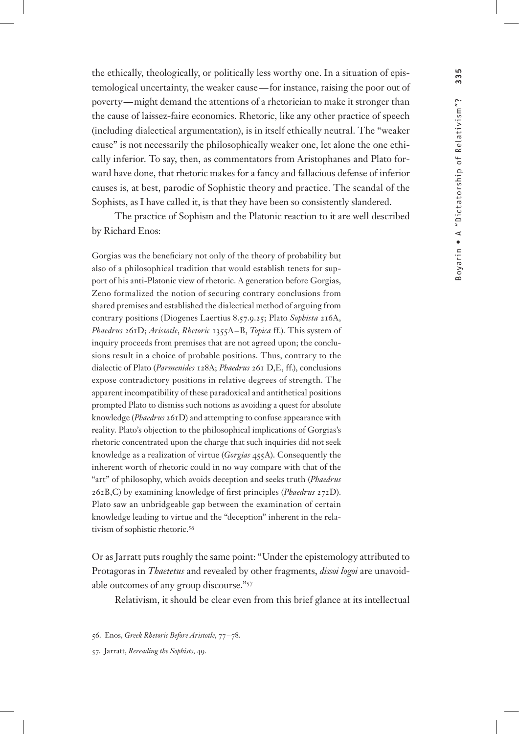the ethically, theologically, or politically less worthy one. In a situation of epistemological uncertainty, the weaker cause—for instance, raising the poor out of poverty—might demand the attentions of a rhetorician to make it stronger than the cause of laissez-faire economics. Rhetoric, like any other practice of speech (including dialectical argumentation), is in itself ethically neutral. The "weaker cause" is not necessarily the philosophically weaker one, let alone the one ethically inferior. To say, then, as commentators from Aristophanes and Plato forward have done, that rhetoric makes for a fancy and fallacious defense of inferior causes is, at best, parodic of Sophistic theory and practice. The scandal of the Sophists, as I have called it, is that they have been so consistently slandered.

The practice of Sophism and the Platonic reaction to it are well described by Richard Enos:

> Gorgias was the beneficiary not only of the theory of probability but also of a philosophical tradition that would establish tenets for support of his anti-Platonic view of rhetoric. A generation before Gorgias, Zeno formalized the notion of securing contrary conclusions from shared premises and established the dialectical method of arguing from contrary positions (Diogenes Laertius 8.57.9.25; Plato *Sophista* 216A, *Phaedrus* 261D; *Aristotle*, *Rhetoric* 1355A–B, *Topica* ff.). This system of inquiry proceeds from premises that are not agreed upon; the conclusions result in a choice of probable positions. Thus, contrary to the dialectic of Plato (*Parmenides* 128A; *Phaedrus* 261 D,E, ff.), conclusions expose contradictory positions in relative degrees of strength. The apparent incompatibility of these paradoxical and antithetical positions prompted Plato to dismiss such notions as avoiding a quest for absolute knowledge (*Phaedrus* 261D) and attempting to confuse appearance with reality. Plato's objection to the philosophical implications of Gorgias's rhetoric concentrated upon the charge that such inquiries did not seek knowledge as a realization of virtue (*Gorgias* 455A). Consequently the inherent worth of rhetoric could in no way compare with that of the "art" of philosophy, which avoids deception and seeks truth (*Phaedrus* 262B,C) by examining knowledge of first principles (*Phaedrus* 272D). Plato saw an unbridgeable gap between the examination of certain knowledge leading to virtue and the "deception" inherent in the relativism of sophistic rhetoric.[56]

Or as Jarratt puts roughly the same point: "Under the epistemology attributed to Protagoras in *Thaetetus* and revealed by other fragments, *dissoi logoi* are unavoidable outcomes of any group discourse."[57]

Relativism, it should be clear even from this brief glance at its intellectual

56. Enos, *Greek Rhetoric Before Aristotle*, 77–78.

57. Jarratt, *Rereading the Sophists*, 49.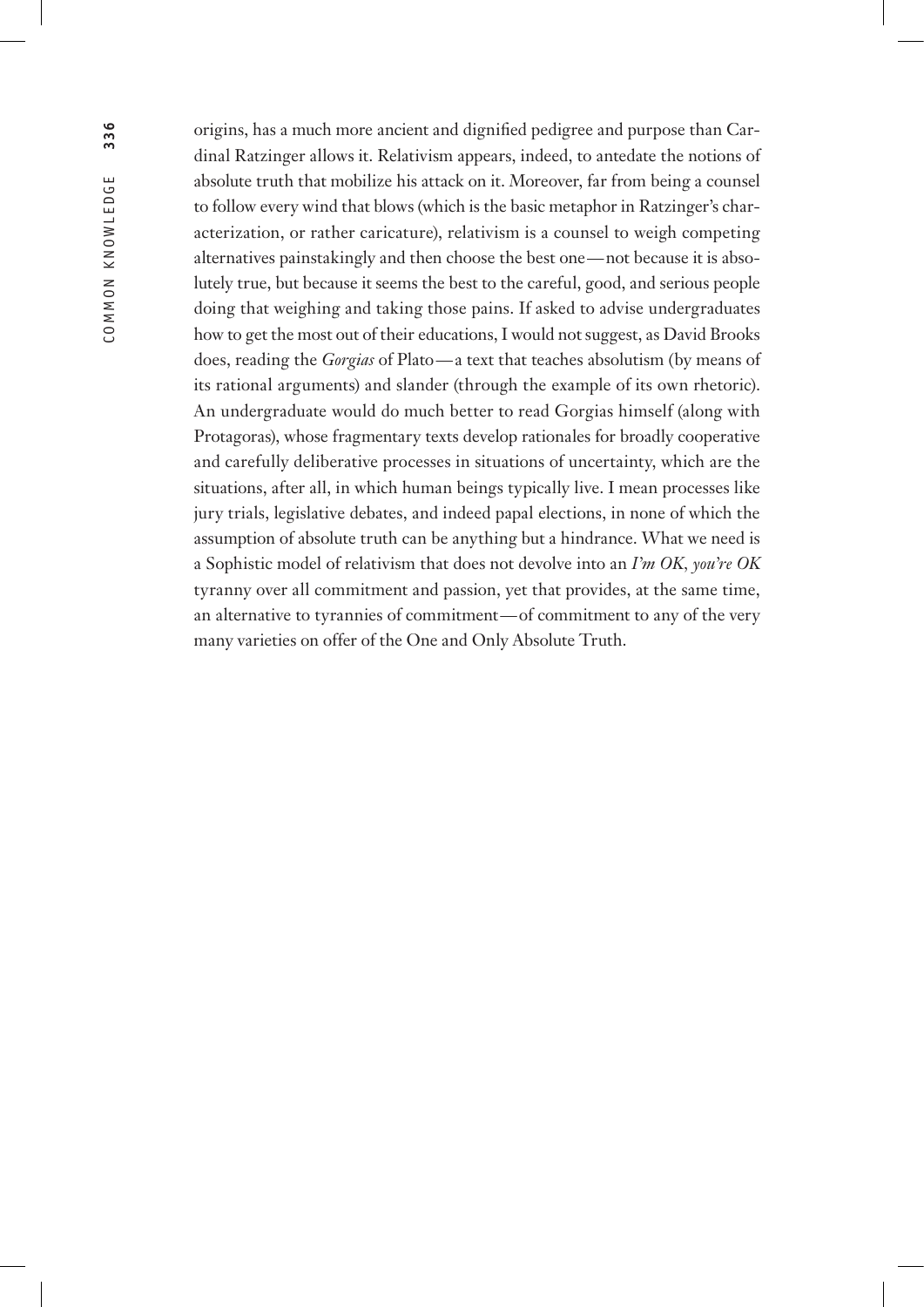origins, has a much more ancient and dignified pedigree and purpose than Cardinal Ratzinger allows it. Relativism appears, indeed, to antedate the notions of absolute truth that mobilize his attack on it. Moreover, far from being a counsel to follow every wind that blows (which is the basic metaphor in Ratzinger's characterization, or rather caricature), relativism is a counsel to weigh competing alternatives painstakingly and then choose the best one—not because it is absolutely true, but because it seems the best to the careful, good, and serious people doing that weighing and taking those pains. If asked to advise undergraduates how to get the most out of their educations, I would not suggest, as David Brooks does, reading the *Gorgias* of Plato—a text that teaches absolutism (by means of its rational arguments) and slander (through the example of its own rhetoric). An undergraduate would do much better to read Gorgias himself (along with Protagoras), whose fragmentary texts develop rationales for broadly cooperative and carefully deliberative processes in situations of uncertainty, which are the situations, after all, in which human beings typically live. I mean processes like jury trials, legislative debates, and indeed papal elections, in none of which the assumption of absolute truth can be anything but a hindrance. What we need is a Sophistic model of relativism that does not devolve into an *I'm OK, you're OK* tyranny over all commitment and passion, yet that provides, at the same time, an alternative to tyrannies of commitment—of commitment to any of the very many varieties on offer of the One and Only Absolute Truth.